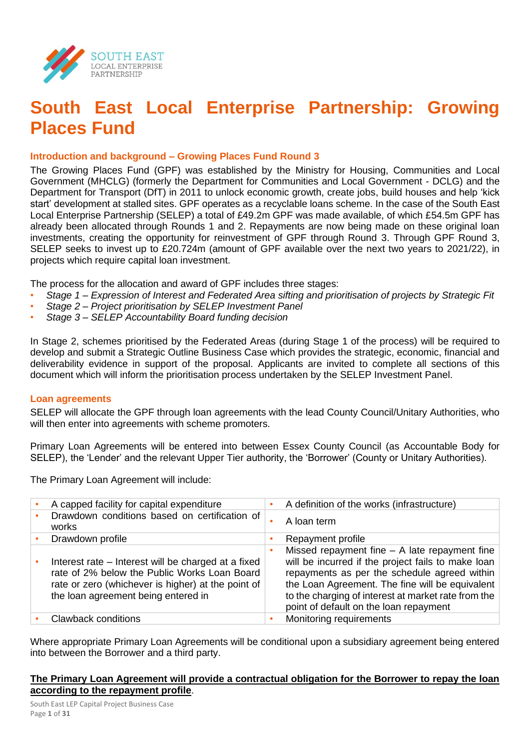SOUTH EAST
LOCAL ENTERPRISE
PARTNERSHIP

# South East Local Enterprise Partnership: Growing Places Fund

### Introduction and background – Growing Places Fund Round 3

The Growing Places Fund (GPF) was established by the Ministry for Housing, Communities and Local Government (MHCLG) (formerly the Department for Communities and Local Government - DCLG) and the Department for Transport (DfT) in 2011 to unlock economic growth, create jobs, build houses and help 'kick start' development at stalled sites. GPF operates as a recyclable loans scheme. In the case of the South East Local Enterprise Partnership (SELEP) a total of £49.2m GPF was made available, of which £54.5m GPF has already been allocated through Rounds 1 and 2. Repayments are now being made on these original loan investments, creating the opportunity for reinvestment of GPF through Round 3. Through GPF Round 3, SELEP seeks to invest up to £20.724m (amount of GPF available over the next two years to 2021/22), in projects which require capital loan investment.

The process for the allocation and award of GPF includes three stages:

- *Stage 1 – Expression of Interest and Federated Area sifting and prioritisation of projects by Strategic Fit*
- *Stage 2 – Project prioritisation by SELEP Investment Panel*
- *Stage 3 – SELEP Accountability Board funding decision*

In Stage 2, schemes prioritised by the Federated Areas (during Stage 1 of the process) will be required to develop and submit a Strategic Outline Business Case which provides the strategic, economic, financial and deliverability evidence in support of the proposal. Applicants are invited to complete all sections of this document which will inform the prioritisation process undertaken by the SELEP Investment Panel.

### Loan agreements

SELEP will allocate the GPF through loan agreements with the lead County Council/Unitary Authorities, who will then enter into agreements with scheme promoters.

Primary Loan Agreements will be entered into between Essex County Council (as Accountable Body for SELEP), the 'Lender' and the relevant Upper Tier authority, the 'Borrower' (County or Unitary Authorities).

The Primary Loan Agreement will include:

| | |
|---|---|
| • A capped facility for capital expenditure | • A definition of the works (infrastructure) |
| • Drawdown conditions based on certification of works | • A loan term |
| • Drawdown profile | • Repayment profile |
| • Interest rate – Interest will be charged at a fixed rate of 2% below the Public Works Loan Board rate or zero (whichever is higher) at the point of the loan agreement being entered in | • Missed repayment fine – A late repayment fine will be incurred if the project fails to make loan repayments as per the schedule agreed within the Loan Agreement. The fine will be equivalent to the charging of interest at market rate from the point of default on the loan repayment |
| • Clawback conditions | • Monitoring requirements |

Where appropriate Primary Loan Agreements will be conditional upon a subsidiary agreement being entered into between the Borrower and a third party.

<u>**The Primary Loan Agreement will provide a contractual obligation for the Borrower to repay the loan according to the repayment profile**</u>.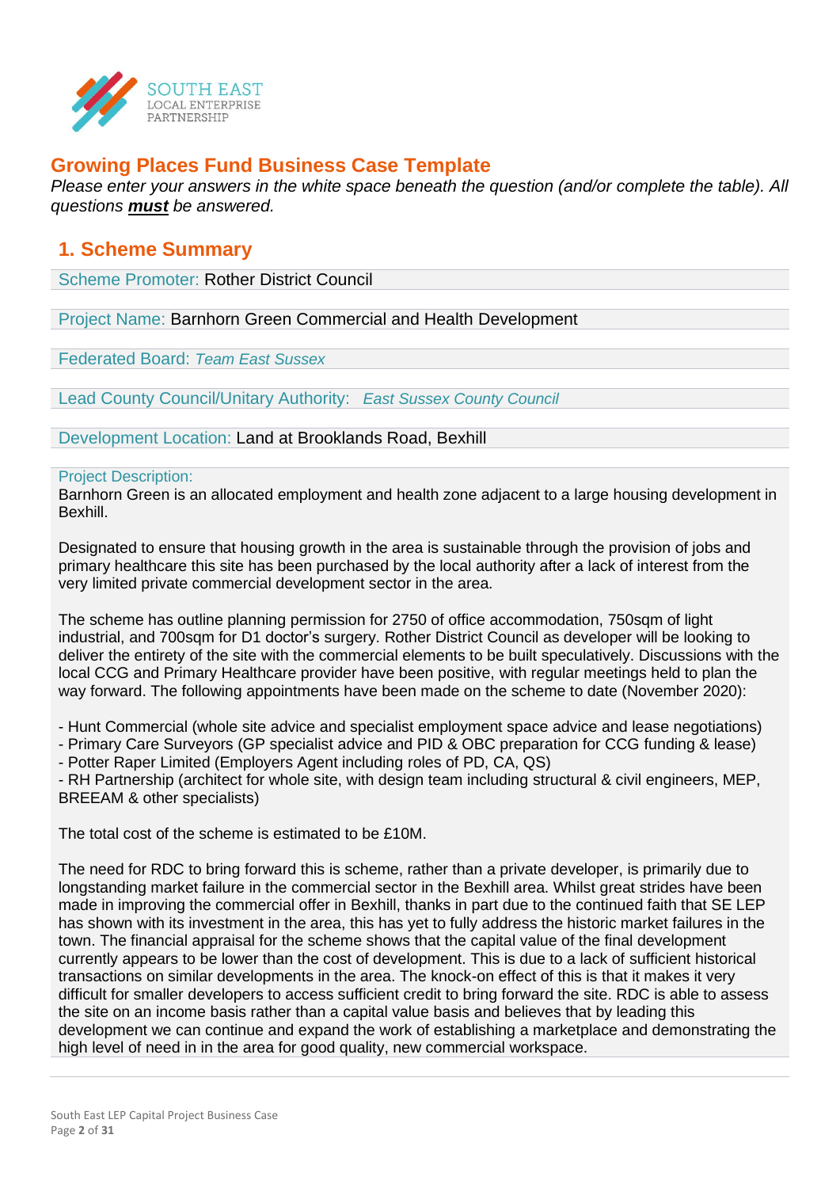SOUTH EAST
LOCAL ENTERPRISE
PARTNERSHIP

## Growing Places Fund Business Case Template

*Please enter your answers in the white space beneath the question (and/or complete the table). All questions **must** be answered.*

## 1. Scheme Summary

Scheme Promoter: Rother District Council

Project Name: Barnhorn Green Commercial and Health Development

Federated Board: *Team East Sussex*

Lead County Council/Unitary Authority: *East Sussex County Council*

Development Location: Land at Brooklands Road, Bexhill

Project Description:

Barnhorn Green is an allocated employment and health zone adjacent to a large housing development in Bexhill.

Designated to ensure that housing growth in the area is sustainable through the provision of jobs and primary healthcare this site has been purchased by the local authority after a lack of interest from the very limited private commercial development sector in the area.

The scheme has outline planning permission for 2750 of office accommodation, 750sqm of light industrial, and 700sqm for D1 doctor's surgery. Rother District Council as developer will be looking to deliver the entirety of the site with the commercial elements to be built speculatively. Discussions with the local CCG and Primary Healthcare provider have been positive, with regular meetings held to plan the way forward. The following appointments have been made on the scheme to date (November 2020):

- Hunt Commercial (whole site advice and specialist employment space advice and lease negotiations)
- Primary Care Surveyors (GP specialist advice and PID & OBC preparation for CCG funding & lease)
- Potter Raper Limited (Employers Agent including roles of PD, CA, QS)
- RH Partnership (architect for whole site, with design team including structural & civil engineers, MEP, BREEAM & other specialists)

The total cost of the scheme is estimated to be £10M.

The need for RDC to bring forward this is scheme, rather than a private developer, is primarily due to longstanding market failure in the commercial sector in the Bexhill area. Whilst great strides have been made in improving the commercial offer in Bexhill, thanks in part due to the continued faith that SE LEP has shown with its investment in the area, this has yet to fully address the historic market failures in the town. The financial appraisal for the scheme shows that the capital value of the final development currently appears to be lower than the cost of development. This is due to a lack of sufficient historical transactions on similar developments in the area. The knock-on effect of this is that it makes it very difficult for smaller developers to access sufficient credit to bring forward the site. RDC is able to assess the site on an income basis rather than a capital value basis and believes that by leading this development we can continue and expand the work of establishing a marketplace and demonstrating the high level of need in in the area for good quality, new commercial workspace.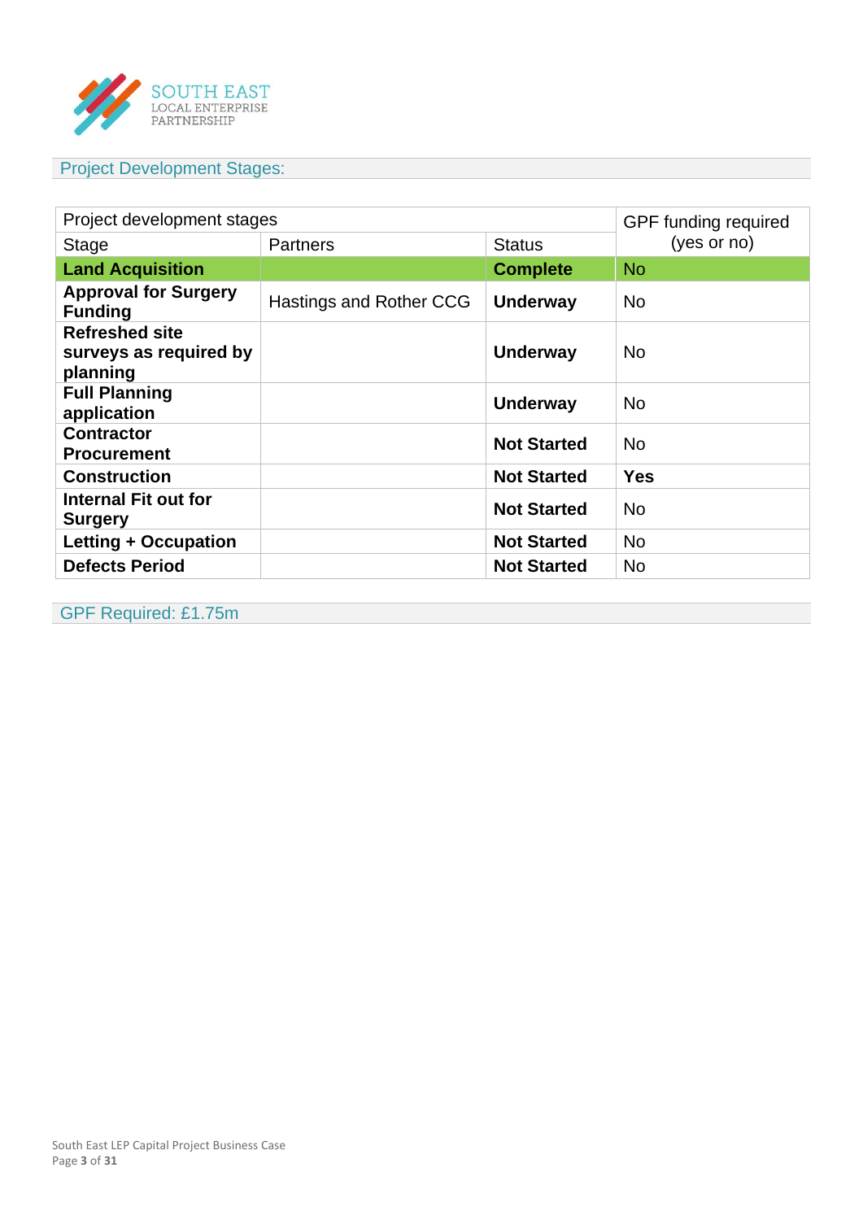## Project Development Stages:

| Project development stages | | | GPF funding required (yes or no) |
|---|---|---|---|
| Stage | Partners | Status | |
| **Land Acquisition** | | **Complete** | No |
| **Approval for Surgery Funding** | Hastings and Rother CCG | **Underway** | No |
| **Refreshed site surveys as required by planning** | | **Underway** | No |
| **Full Planning application** | | **Underway** | No |
| **Contractor Procurement** | | **Not Started** | No |
| **Construction** | | **Not Started** | **Yes** |
| **Internal Fit out for Surgery** | | **Not Started** | No |
| **Letting + Occupation** | | **Not Started** | No |
| **Defects Period** | | **Not Started** | No |

## GPF Required: £1.75m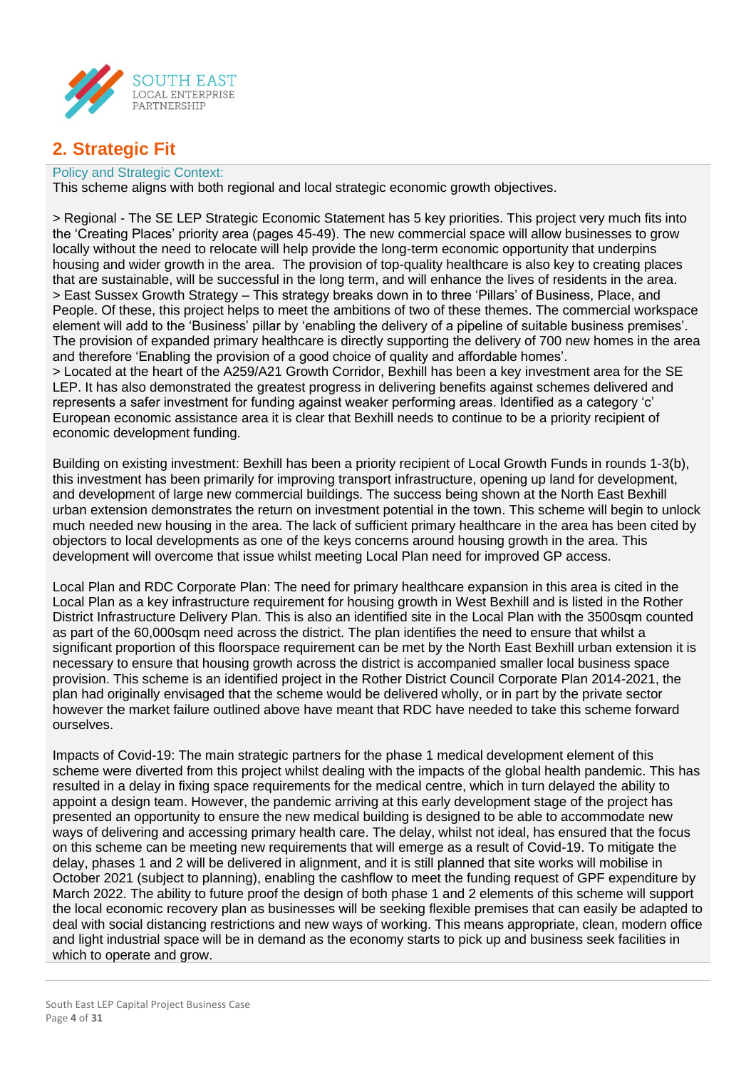## 2. Strategic Fit

Policy and Strategic Context:

This scheme aligns with both regional and local strategic economic growth objectives.

> Regional - The SE LEP Strategic Economic Statement has 5 key priorities. This project very much fits into the 'Creating Places' priority area (pages 45-49). The new commercial space will allow businesses to grow locally without the need to relocate will help provide the long-term economic opportunity that underpins housing and wider growth in the area. The provision of top-quality healthcare is also key to creating places that are sustainable, will be successful in the long term, and will enhance the lives of residents in the area.
> East Sussex Growth Strategy – This strategy breaks down in to three 'Pillars' of Business, Place, and People. Of these, this project helps to meet the ambitions of two of these themes. The commercial workspace element will add to the 'Business' pillar by 'enabling the delivery of a pipeline of suitable business premises'. The provision of expanded primary healthcare is directly supporting the delivery of 700 new homes in the area and therefore 'Enabling the provision of a good choice of quality and affordable homes'.
> Located at the heart of the A259/A21 Growth Corridor, Bexhill has been a key investment area for the SE LEP. It has also demonstrated the greatest progress in delivering benefits against schemes delivered and represents a safer investment for funding against weaker performing areas. Identified as a category 'c' European economic assistance area it is clear that Bexhill needs to continue to be a priority recipient of economic development funding.

Building on existing investment: Bexhill has been a priority recipient of Local Growth Funds in rounds 1-3(b), this investment has been primarily for improving transport infrastructure, opening up land for development, and development of large new commercial buildings. The success being shown at the North East Bexhill urban extension demonstrates the return on investment potential in the town. This scheme will begin to unlock much needed new housing in the area. The lack of sufficient primary healthcare in the area has been cited by objectors to local developments as one of the keys concerns around housing growth in the area. This development will overcome that issue whilst meeting Local Plan need for improved GP access.

Local Plan and RDC Corporate Plan: The need for primary healthcare expansion in this area is cited in the Local Plan as a key infrastructure requirement for housing growth in West Bexhill and is listed in the Rother District Infrastructure Delivery Plan. This is also an identified site in the Local Plan with the 3500sqm counted as part of the 60,000sqm need across the district. The plan identifies the need to ensure that whilst a significant proportion of this floorspace requirement can be met by the North East Bexhill urban extension it is necessary to ensure that housing growth across the district is accompanied smaller local business space provision. This scheme is an identified project in the Rother District Council Corporate Plan 2014-2021, the plan had originally envisaged that the scheme would be delivered wholly, or in part by the private sector however the market failure outlined above have meant that RDC have needed to take this scheme forward ourselves.

Impacts of Covid-19: The main strategic partners for the phase 1 medical development element of this scheme were diverted from this project whilst dealing with the impacts of the global health pandemic. This has resulted in a delay in fixing space requirements for the medical centre, which in turn delayed the ability to appoint a design team. However, the pandemic arriving at this early development stage of the project has presented an opportunity to ensure the new medical building is designed to be able to accommodate new ways of delivering and accessing primary health care. The delay, whilst not ideal, has ensured that the focus on this scheme can be meeting new requirements that will emerge as a result of Covid-19. To mitigate the delay, phases 1 and 2 will be delivered in alignment, and it is still planned that site works will mobilise in October 2021 (subject to planning), enabling the cashflow to meet the funding request of GPF expenditure by March 2022. The ability to future proof the design of both phase 1 and 2 elements of this scheme will support the local economic recovery plan as businesses will be seeking flexible premises that can easily be adapted to deal with social distancing restrictions and new ways of working. This means appropriate, clean, modern office and light industrial space will be in demand as the economy starts to pick up and business seek facilities in which to operate and grow.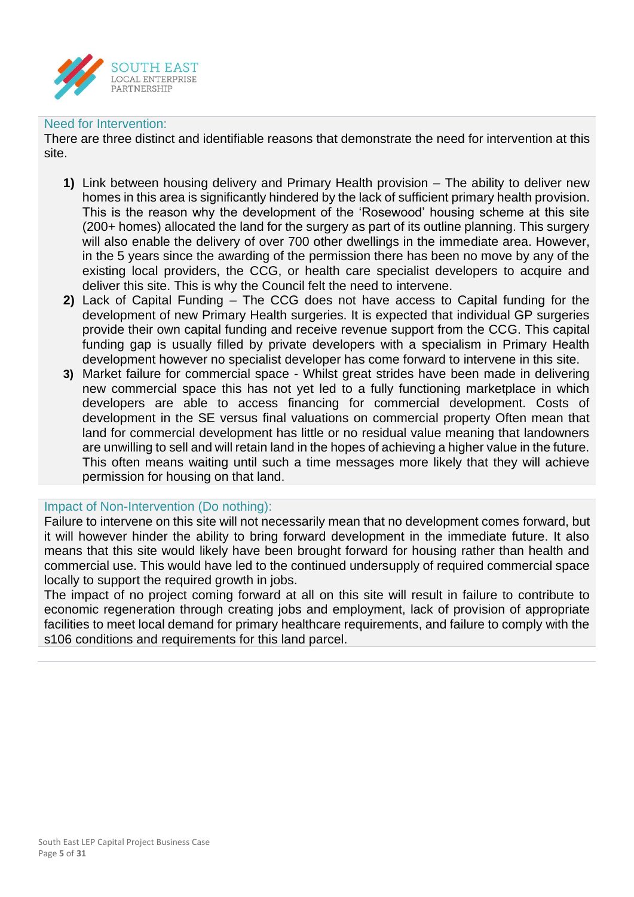## Need for Intervention:

There are three distinct and identifiable reasons that demonstrate the need for intervention at this site.

1) Link between housing delivery and Primary Health provision – The ability to deliver new homes in this area is significantly hindered by the lack of sufficient primary health provision. This is the reason why the development of the 'Rosewood' housing scheme at this site (200+ homes) allocated the land for the surgery as part of its outline planning. This surgery will also enable the delivery of over 700 other dwellings in the immediate area. However, in the 5 years since the awarding of the permission there has been no move by any of the existing local providers, the CCG, or health care specialist developers to acquire and deliver this site. This is why the Council felt the need to intervene.
2) Lack of Capital Funding – The CCG does not have access to Capital funding for the development of new Primary Health surgeries. It is expected that individual GP surgeries provide their own capital funding and receive revenue support from the CCG. This capital funding gap is usually filled by private developers with a specialism in Primary Health development however no specialist developer has come forward to intervene in this site.
3) Market failure for commercial space - Whilst great strides have been made in delivering new commercial space this has not yet led to a fully functioning marketplace in which developers are able to access financing for commercial development. Costs of development in the SE versus final valuations on commercial property Often mean that land for commercial development has little or no residual value meaning that landowners are unwilling to sell and will retain land in the hopes of achieving a higher value in the future. This often means waiting until such a time messages more likely that they will achieve permission for housing on that land.

## Impact of Non-Intervention (Do nothing):

Failure to intervene on this site will not necessarily mean that no development comes forward, but it will however hinder the ability to bring forward development in the immediate future. It also means that this site would likely have been brought forward for housing rather than health and commercial use. This would have led to the continued undersupply of required commercial space locally to support the required growth in jobs.

The impact of no project coming forward at all on this site will result in failure to contribute to economic regeneration through creating jobs and employment, lack of provision of appropriate facilities to meet local demand for primary healthcare requirements, and failure to comply with the s106 conditions and requirements for this land parcel.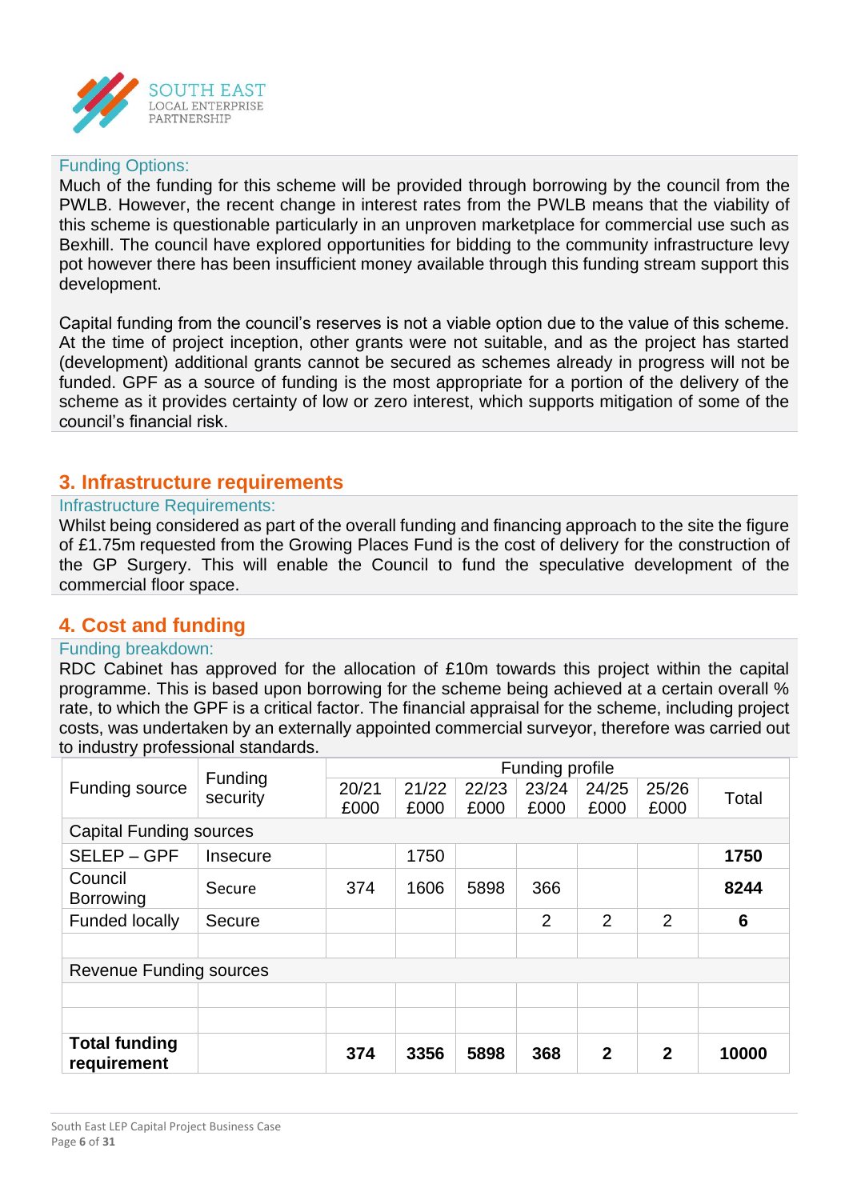Funding Options:

Much of the funding for this scheme will be provided through borrowing by the council from the PWLB. However, the recent change in interest rates from the PWLB means that the viability of this scheme is questionable particularly in an unproven marketplace for commercial use such as Bexhill. The council have explored opportunities for bidding to the community infrastructure levy pot however there has been insufficient money available through this funding stream support this development.

Capital funding from the council's reserves is not a viable option due to the value of this scheme. At the time of project inception, other grants were not suitable, and as the project has started (development) additional grants cannot be secured as schemes already in progress will not be funded. GPF as a source of funding is the most appropriate for a portion of the delivery of the scheme as it provides certainty of low or zero interest, which supports mitigation of some of the council's financial risk.

## 3. Infrastructure requirements

Infrastructure Requirements:

Whilst being considered as part of the overall funding and financing approach to the site the figure of £1.75m requested from the Growing Places Fund is the cost of delivery for the construction of the GP Surgery. This will enable the Council to fund the speculative development of the commercial floor space.

## 4. Cost and funding

Funding breakdown:

RDC Cabinet has approved for the allocation of £10m towards this project within the capital programme. This is based upon borrowing for the scheme being achieved at a certain overall % rate, to which the GPF is a critical factor. The financial appraisal for the scheme, including project costs, was undertaken by an externally appointed commercial surveyor, therefore was carried out to industry professional standards.

| Funding source | Funding security | Funding profile | | | | | | Total |
|---|---|---|---|---|---|---|---|---|
| | | 20/21 £000 | 21/22 £000 | 22/23 £000 | 23/24 £000 | 24/25 £000 | 25/26 £000 | |
| Capital Funding sources | | | | | | | | |
| SELEP – GPF | Insecure | | 1750 | | | | | **1750** |
| Council Borrowing | Secure | 374 | 1606 | 5898 | 366 | | | **8244** |
| Funded locally | Secure | | | | 2 | 2 | 2 | **6** |
| | | | | | | | | |
| Revenue Funding sources | | | | | | | | |
| | | | | | | | | |
| | | | | | | | | |
| **Total funding requirement** | | **374** | **3356** | **5898** | **368** | **2** | **2** | **10000** |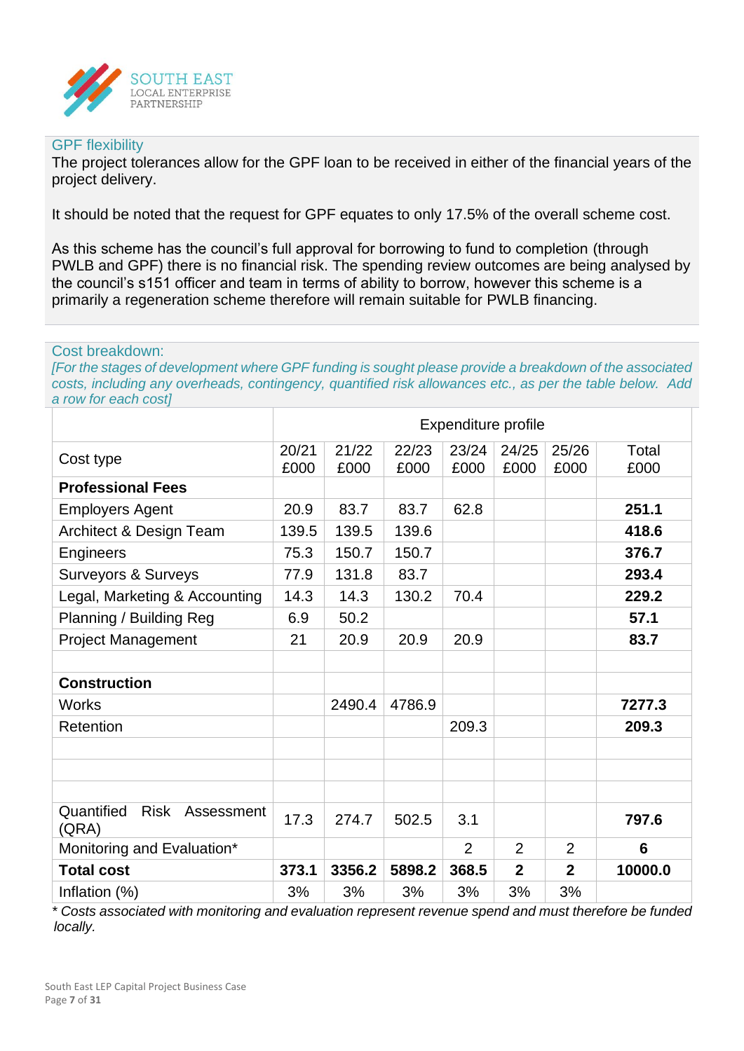### GPF flexibility

The project tolerances allow for the GPF loan to be received in either of the financial years of the project delivery.

It should be noted that the request for GPF equates to only 17.5% of the overall scheme cost.

As this scheme has the council's full approval for borrowing to fund to completion (through PWLB and GPF) there is no financial risk. The spending review outcomes are being analysed by the council's s151 officer and team in terms of ability to borrow, however this scheme is a primarily a regeneration scheme therefore will remain suitable for PWLB financing.

### Cost breakdown:

*[For the stages of development where GPF funding is sought please provide a breakdown of the associated costs, including any overheads, contingency, quantified risk allowances etc., as per the table below. Add a row for each cost]*

| | Expenditure profile | | | | | | |
|---|---|---|---|---|---|---|---|
| Cost type | 20/21 £000 | 21/22 £000 | 22/23 £000 | 23/24 £000 | 24/25 £000 | 25/26 £000 | Total £000 |
| **Professional Fees** | | | | | | | |
| Employers Agent | 20.9 | 83.7 | 83.7 | 62.8 | | | **251.1** |
| Architect & Design Team | 139.5 | 139.5 | 139.6 | | | | **418.6** |
| Engineers | 75.3 | 150.7 | 150.7 | | | | **376.7** |
| Surveyors & Surveys | 77.9 | 131.8 | 83.7 | | | | **293.4** |
| Legal, Marketing & Accounting | 14.3 | 14.3 | 130.2 | 70.4 | | | **229.2** |
| Planning / Building Reg | 6.9 | 50.2 | | | | | **57.1** |
| Project Management | 21 | 20.9 | 20.9 | 20.9 | | | **83.7** |
| | | | | | | | |
| **Construction** | | | | | | | |
| Works | | 2490.4 | 4786.9 | | | | **7277.3** |
| Retention | | | | 209.3 | | | **209.3** |
| | | | | | | | |
| | | | | | | | |
| | | | | | | | |
| Quantified Risk Assessment (QRA) | 17.3 | 274.7 | 502.5 | 3.1 | | | **797.6** |
| Monitoring and Evaluation* | | | | 2 | 2 | 2 | **6** |
| **Total cost** | **373.1** | **3356.2** | **5898.2** | **368.5** | **2** | **2** | **10000.0** |
| Inflation (%) | 3% | 3% | 3% | 3% | 3% | 3% | |

*\* Costs associated with monitoring and evaluation represent revenue spend and must therefore be funded locally.*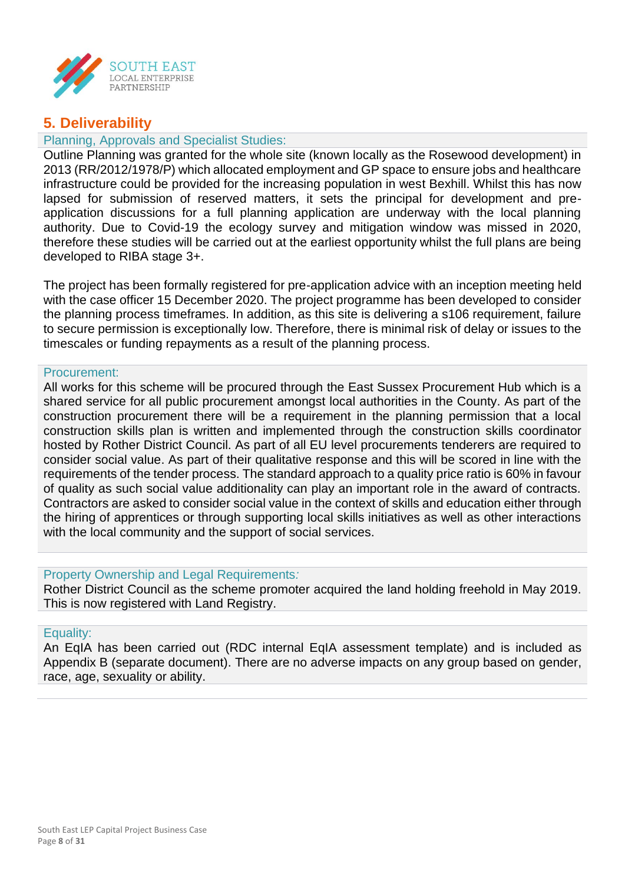## 5. Deliverability

### Planning, Approvals and Specialist Studies:

Outline Planning was granted for the whole site (known locally as the Rosewood development) in 2013 (RR/2012/1978/P) which allocated employment and GP space to ensure jobs and healthcare infrastructure could be provided for the increasing population in west Bexhill. Whilst this has now lapsed for submission of reserved matters, it sets the principal for development and pre-application discussions for a full planning application are underway with the local planning authority. Due to Covid-19 the ecology survey and mitigation window was missed in 2020, therefore these studies will be carried out at the earliest opportunity whilst the full plans are being developed to RIBA stage 3+.

The project has been formally registered for pre-application advice with an inception meeting held with the case officer 15 December 2020. The project programme has been developed to consider the planning process timeframes. In addition, as this site is delivering a s106 requirement, failure to secure permission is exceptionally low. Therefore, there is minimal risk of delay or issues to the timescales or funding repayments as a result of the planning process.

### Procurement:

All works for this scheme will be procured through the East Sussex Procurement Hub which is a shared service for all public procurement amongst local authorities in the County. As part of the construction procurement there will be a requirement in the planning permission that a local construction skills plan is written and implemented through the construction skills coordinator hosted by Rother District Council. As part of all EU level procurements tenderers are required to consider social value. As part of their qualitative response and this will be scored in line with the requirements of the tender process. The standard approach to a quality price ratio is 60% in favour of quality as such social value additionality can play an important role in the award of contracts. Contractors are asked to consider social value in the context of skills and education either through the hiring of apprentices or through supporting local skills initiatives as well as other interactions with the local community and the support of social services.

### Property Ownership and Legal Requirements:

Rother District Council as the scheme promoter acquired the land holding freehold in May 2019. This is now registered with Land Registry.

### Equality:

An EqIA has been carried out (RDC internal EqIA assessment template) and is included as Appendix B (separate document). There are no adverse impacts on any group based on gender, race, age, sexuality or ability.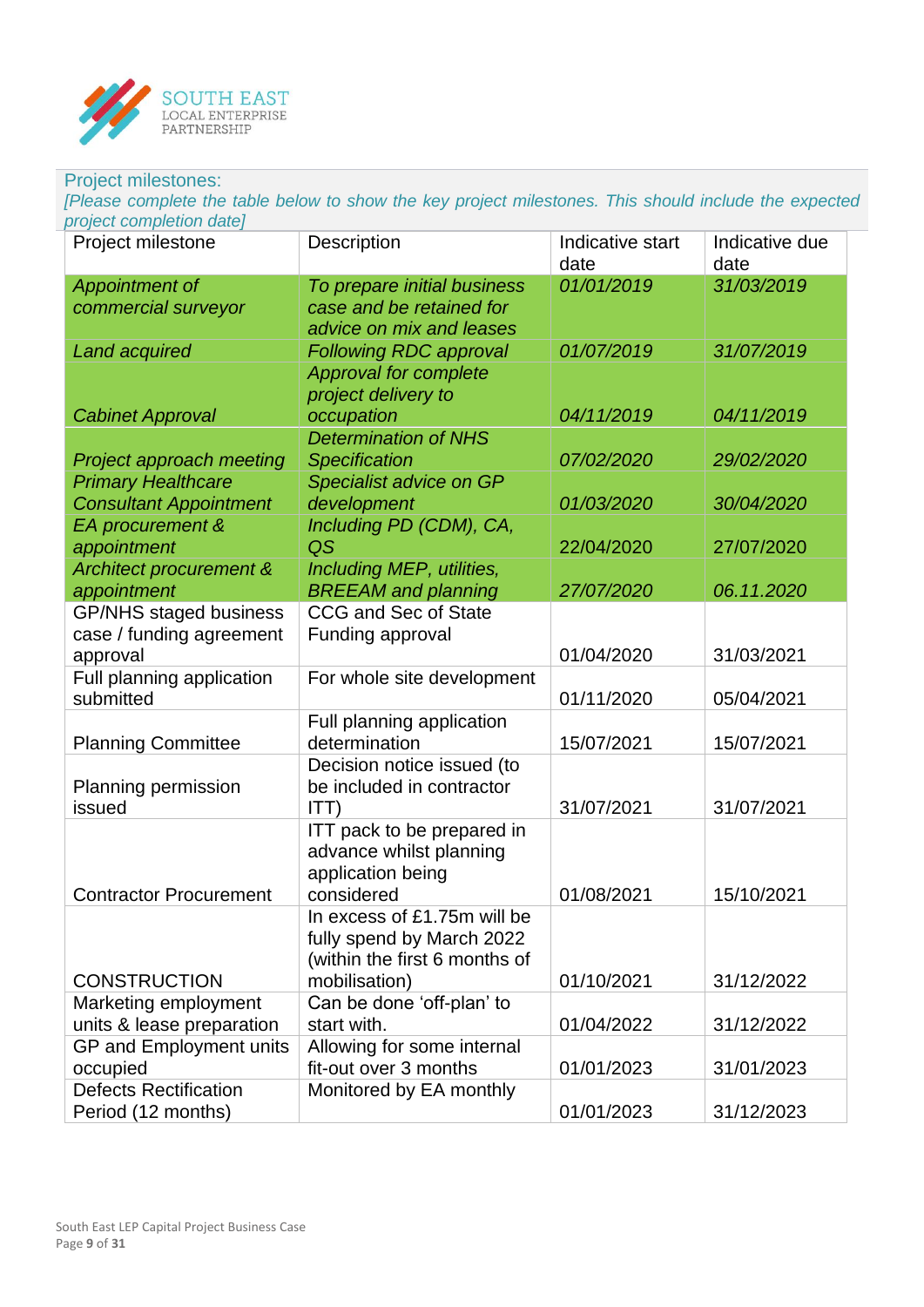Project milestones:

*[Please complete the table below to show the key project milestones. This should include the expected project completion date]*

| Project milestone | Description | Indicative start date | Indicative due date |
|---|---|---|---|
| *Appointment of commercial surveyor* | *To prepare initial business case and be retained for advice on mix and leases* | *01/01/2019* | *31/03/2019* |
| *Land acquired* | *Following RDC approval* | *01/07/2019* | *31/07/2019* |
| *Cabinet Approval* | *Approval for complete project delivery to occupation* | *04/11/2019* | *04/11/2019* |
| *Project approach meeting* | *Determination of NHS Specification* | *07/02/2020* | *29/02/2020* |
| *Primary Healthcare Consultant Appointment* | *Specialist advice on GP development* | *01/03/2020* | *30/04/2020* |
| *EA procurement & appointment* | *Including PD (CDM), CA, QS* | 22/04/2020 | 27/07/2020 |
| *Architect procurement & appointment* | *Including MEP, utilities, BREEAM and planning* | *27/07/2020* | *06.11.2020* |
| GP/NHS staged business case / funding agreement approval | CCG and Sec of State Funding approval | 01/04/2020 | 31/03/2021 |
| Full planning application submitted | For whole site development | 01/11/2020 | 05/04/2021 |
| Planning Committee | Full planning application determination | 15/07/2021 | 15/07/2021 |
| Planning permission issued | Decision notice issued (to be included in contractor ITT) | 31/07/2021 | 31/07/2021 |
| Contractor Procurement | ITT pack to be prepared in advance whilst planning application being considered | 01/08/2021 | 15/10/2021 |
| CONSTRUCTION | In excess of £1.75m will be fully spend by March 2022 (within the first 6 months of mobilisation) | 01/10/2021 | 31/12/2022 |
| Marketing employment units & lease preparation | Can be done 'off-plan' to start with. | 01/04/2022 | 31/12/2022 |
| GP and Employment units occupied | Allowing for some internal fit-out over 3 months | 01/01/2023 | 31/01/2023 |
| Defects Rectification Period (12 months) | Monitored by EA monthly | 01/01/2023 | 31/12/2023 |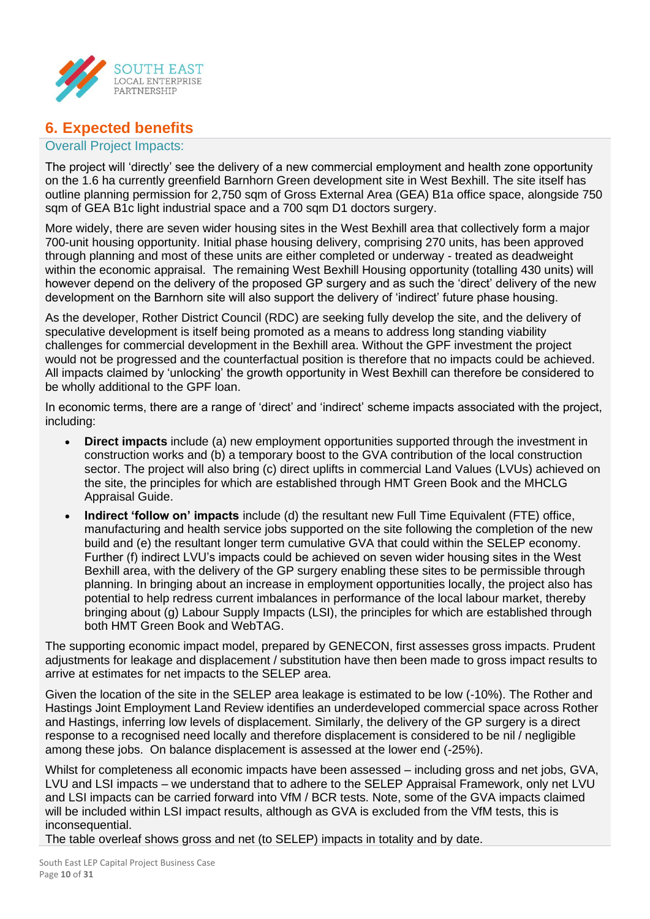## 6. Expected benefits

### Overall Project Impacts:

The project will 'directly' see the delivery of a new commercial employment and health zone opportunity on the 1.6 ha currently greenfield Barnhorn Green development site in West Bexhill. The site itself has outline planning permission for 2,750 sqm of Gross External Area (GEA) B1a office space, alongside 750 sqm of GEA B1c light industrial space and a 700 sqm D1 doctors surgery.

More widely, there are seven wider housing sites in the West Bexhill area that collectively form a major 700-unit housing opportunity. Initial phase housing delivery, comprising 270 units, has been approved through planning and most of these units are either completed or underway - treated as deadweight within the economic appraisal. The remaining West Bexhill Housing opportunity (totalling 430 units) will however depend on the delivery of the proposed GP surgery and as such the 'direct' delivery of the new development on the Barnhorn site will also support the delivery of 'indirect' future phase housing.

As the developer, Rother District Council (RDC) are seeking fully develop the site, and the delivery of speculative development is itself being promoted as a means to address long standing viability challenges for commercial development in the Bexhill area. Without the GPF investment the project would not be progressed and the counterfactual position is therefore that no impacts could be achieved. All impacts claimed by 'unlocking' the growth opportunity in West Bexhill can therefore be considered to be wholly additional to the GPF loan.

In economic terms, there are a range of 'direct' and 'indirect' scheme impacts associated with the project, including:

- **Direct impacts** include (a) new employment opportunities supported through the investment in construction works and (b) a temporary boost to the GVA contribution of the local construction sector. The project will also bring (c) direct uplifts in commercial Land Values (LVUs) achieved on the site, the principles for which are established through HMT Green Book and the MHCLG Appraisal Guide.
- **Indirect 'follow on' impacts** include (d) the resultant new Full Time Equivalent (FTE) office, manufacturing and health service jobs supported on the site following the completion of the new build and (e) the resultant longer term cumulative GVA that could within the SELEP economy. Further (f) indirect LVU's impacts could be achieved on seven wider housing sites in the West Bexhill area, with the delivery of the GP surgery enabling these sites to be permissible through planning. In bringing about an increase in employment opportunities locally, the project also has potential to help redress current imbalances in performance of the local labour market, thereby bringing about (g) Labour Supply Impacts (LSI), the principles for which are established through both HMT Green Book and WebTAG.

The supporting economic impact model, prepared by GENECON, first assesses gross impacts. Prudent adjustments for leakage and displacement / substitution have then been made to gross impact results to arrive at estimates for net impacts to the SELEP area.

Given the location of the site in the SELEP area leakage is estimated to be low (-10%). The Rother and Hastings Joint Employment Land Review identifies an underdeveloped commercial space across Rother and Hastings, inferring low levels of displacement. Similarly, the delivery of the GP surgery is a direct response to a recognised need locally and therefore displacement is considered to be nil / negligible among these jobs. On balance displacement is assessed at the lower end (-25%).

Whilst for completeness all economic impacts have been assessed – including gross and net jobs, GVA, LVU and LSI impacts – we understand that to adhere to the SELEP Appraisal Framework, only net LVU and LSI impacts can be carried forward into VfM / BCR tests. Note, some of the GVA impacts claimed will be included within LSI impact results, although as GVA is excluded from the VfM tests, this is inconsequential.

The table overleaf shows gross and net (to SELEP) impacts in totality and by date.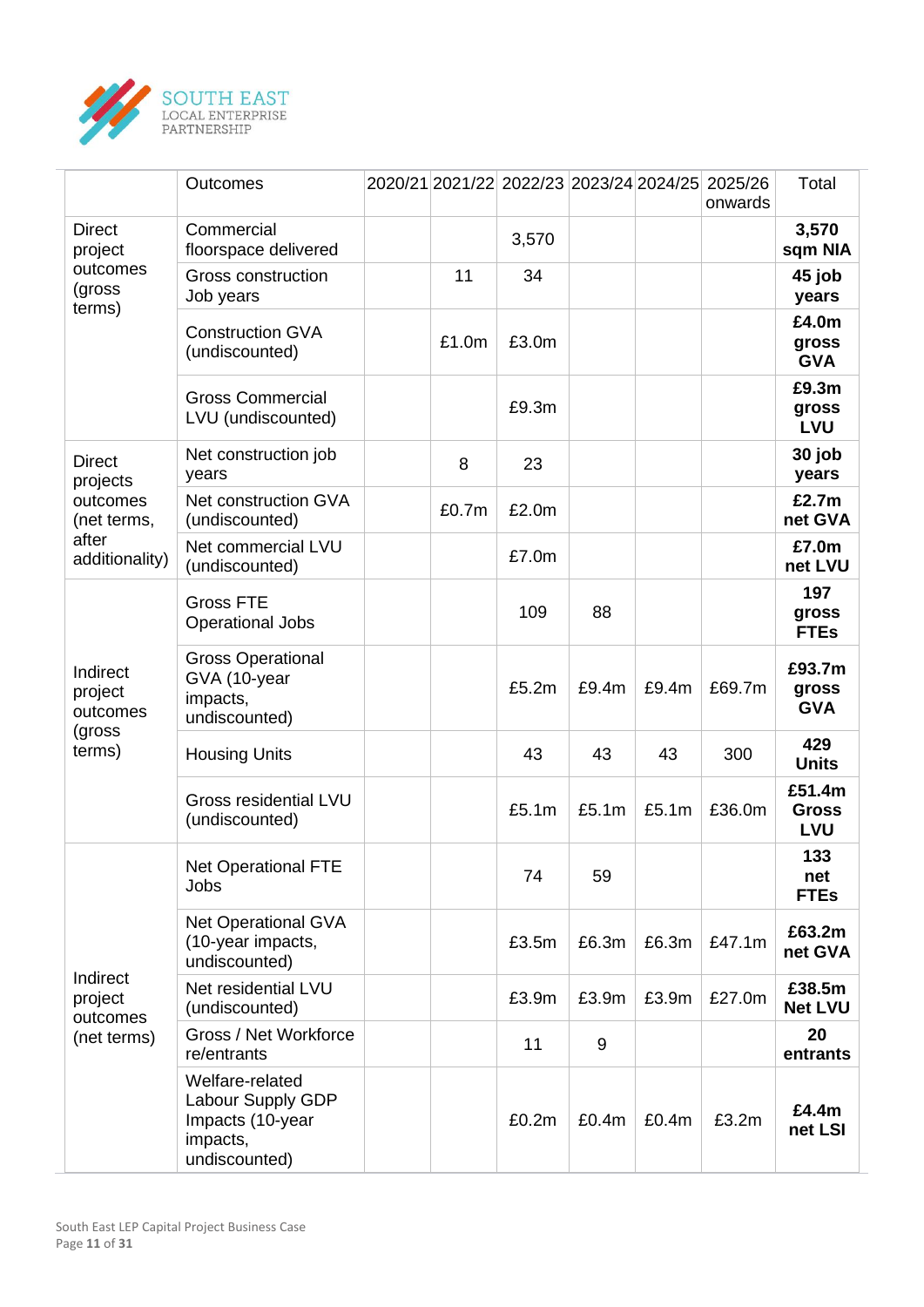| | Outcomes | 2020/21 | 2021/22 | 2022/23 | 2023/24 | 2024/25 | 2025/26 onwards | Total |
|---|---|---|---|---|---|---|---|---|
| Direct project outcomes (gross terms) | Commercial floorspace delivered | | | 3,570 | | | | **3,570 sqm NIA** |
| | Gross construction Job years | | 11 | 34 | | | | **45 job years** |
| | Construction GVA (undiscounted) | | £1.0m | £3.0m | | | | **£4.0m gross GVA** |
| | Gross Commercial LVU (undiscounted) | | | £9.3m | | | | **£9.3m gross LVU** |
| Direct projects outcomes (net terms, after additionality) | Net construction job years | | 8 | 23 | | | | **30 job years** |
| | Net construction GVA (undiscounted) | | £0.7m | £2.0m | | | | **£2.7m net GVA** |
| | Net commercial LVU (undiscounted) | | | £7.0m | | | | **£7.0m net LVU** |
| Indirect project outcomes (gross terms) | Gross FTE Operational Jobs | | | 109 | 88 | | | **197 gross FTEs** |
| | Gross Operational GVA (10-year impacts, undiscounted) | | | £5.2m | £9.4m | £9.4m | £69.7m | **£93.7m gross GVA** |
| | Housing Units | | | 43 | 43 | 43 | 300 | **429 Units** |
| | Gross residential LVU (undiscounted) | | | £5.1m | £5.1m | £5.1m | £36.0m | **£51.4m Gross LVU** |
| Indirect project outcomes (net terms) | Net Operational FTE Jobs | | | 74 | 59 | | | **133 net FTEs** |
| | Net Operational GVA (10-year impacts, undiscounted) | | | £3.5m | £6.3m | £6.3m | £47.1m | **£63.2m net GVA** |
| | Net residential LVU (undiscounted) | | | £3.9m | £3.9m | £3.9m | £27.0m | **£38.5m Net LVU** |
| | Gross / Net Workforce re/entrants | | | 11 | 9 | | | **20 entrants** |
| | Welfare-related Labour Supply GDP Impacts (10-year impacts, undiscounted) | | | £0.2m | £0.4m | £0.4m | £3.2m | **£4.4m net LSI** |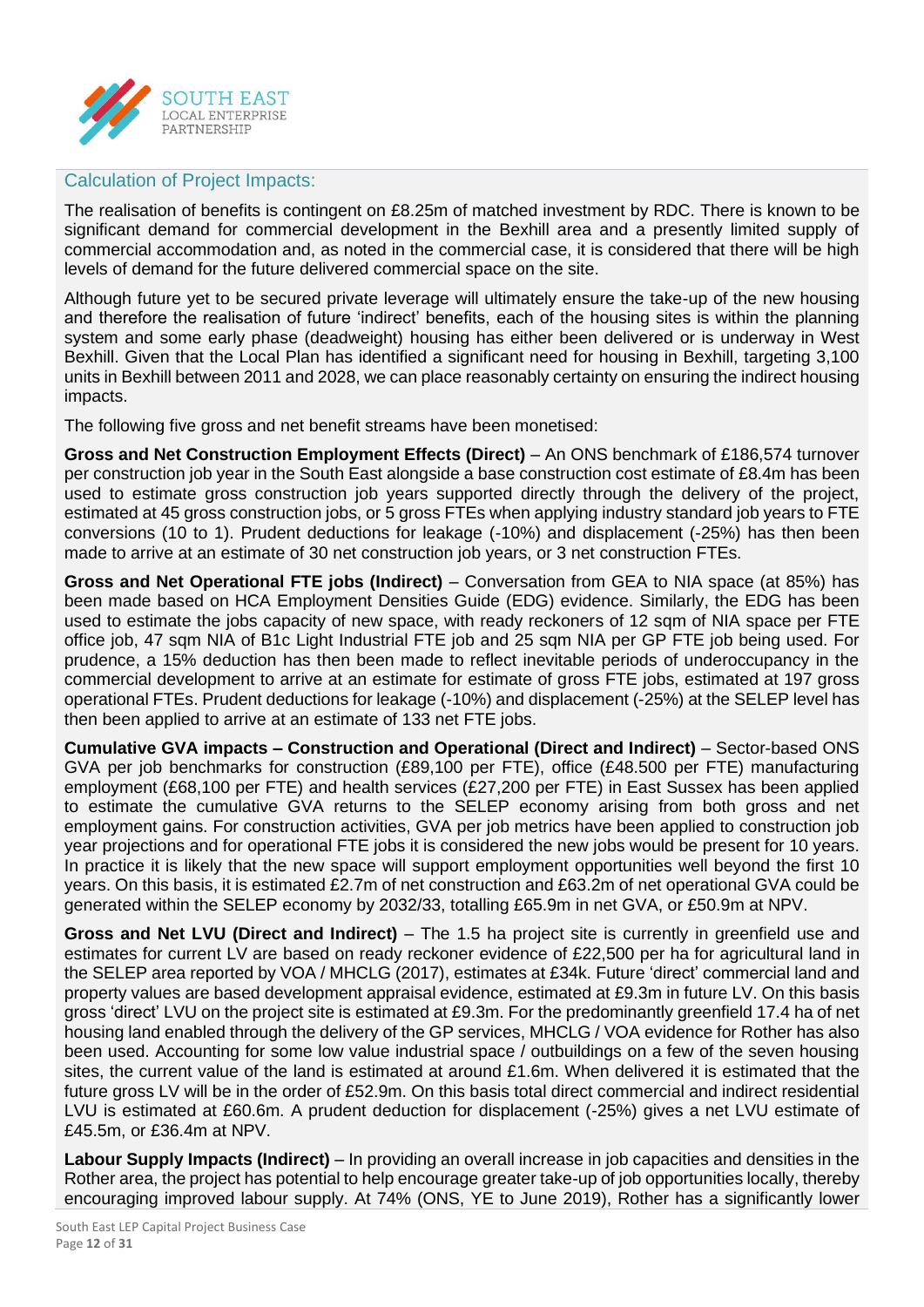## Calculation of Project Impacts:

The realisation of benefits is contingent on £8.25m of matched investment by RDC. There is known to be significant demand for commercial development in the Bexhill area and a presently limited supply of commercial accommodation and, as noted in the commercial case, it is considered that there will be high levels of demand for the future delivered commercial space on the site.

Although future yet to be secured private leverage will ultimately ensure the take-up of the new housing and therefore the realisation of future 'indirect' benefits, each of the housing sites is within the planning system and some early phase (deadweight) housing has either been delivered or is underway in West Bexhill. Given that the Local Plan has identified a significant need for housing in Bexhill, targeting 3,100 units in Bexhill between 2011 and 2028, we can place reasonably certainty on ensuring the indirect housing impacts.

The following five gross and net benefit streams have been monetised:

**Gross and Net Construction Employment Effects (Direct)** – An ONS benchmark of £186,574 turnover per construction job year in the South East alongside a base construction cost estimate of £8.4m has been used to estimate gross construction job years supported directly through the delivery of the project, estimated at 45 gross construction jobs, or 5 gross FTEs when applying industry standard job years to FTE conversions (10 to 1). Prudent deductions for leakage (-10%) and displacement (-25%) has then been made to arrive at an estimate of 30 net construction job years, or 3 net construction FTEs.

**Gross and Net Operational FTE jobs (Indirect)** – Conversation from GEA to NIA space (at 85%) has been made based on HCA Employment Densities Guide (EDG) evidence. Similarly, the EDG has been used to estimate the jobs capacity of new space, with ready reckoners of 12 sqm of NIA space per FTE office job, 47 sqm NIA of B1c Light Industrial FTE job and 25 sqm NIA per GP FTE job being used. For prudence, a 15% deduction has then been made to reflect inevitable periods of underoccupancy in the commercial development to arrive at an estimate for estimate of gross FTE jobs, estimated at 197 gross operational FTEs. Prudent deductions for leakage (-10%) and displacement (-25%) at the SELEP level has then been applied to arrive at an estimate of 133 net FTE jobs.

**Cumulative GVA impacts – Construction and Operational (Direct and Indirect)** – Sector-based ONS GVA per job benchmarks for construction (£89,100 per FTE), office (£48.500 per FTE) manufacturing employment (£68,100 per FTE) and health services (£27,200 per FTE) in East Sussex has been applied to estimate the cumulative GVA returns to the SELEP economy arising from both gross and net employment gains. For construction activities, GVA per job metrics have been applied to construction job year projections and for operational FTE jobs it is considered the new jobs would be present for 10 years. In practice it is likely that the new space will support employment opportunities well beyond the first 10 years. On this basis, it is estimated £2.7m of net construction and £63.2m of net operational GVA could be generated within the SELEP economy by 2032/33, totalling £65.9m in net GVA, or £50.9m at NPV.

**Gross and Net LVU (Direct and Indirect)** – The 1.5 ha project site is currently in greenfield use and estimates for current LV are based on ready reckoner evidence of £22,500 per ha for agricultural land in the SELEP area reported by VOA / MHCLG (2017), estimates at £34k. Future 'direct' commercial land and property values are based development appraisal evidence, estimated at £9.3m in future LV. On this basis gross 'direct' LVU on the project site is estimated at £9.3m. For the predominantly greenfield 17.4 ha of net housing land enabled through the delivery of the GP services, MHCLG / VOA evidence for Rother has also been used. Accounting for some low value industrial space / outbuildings on a few of the seven housing sites, the current value of the land is estimated at around £1.6m. When delivered it is estimated that the future gross LV will be in the order of £52.9m. On this basis total direct commercial and indirect residential LVU is estimated at £60.6m. A prudent deduction for displacement (-25%) gives a net LVU estimate of £45.5m, or £36.4m at NPV.

**Labour Supply Impacts (Indirect)** – In providing an overall increase in job capacities and densities in the Rother area, the project has potential to help encourage greater take-up of job opportunities locally, thereby encouraging improved labour supply. At 74% (ONS, YE to June 2019), Rother has a significantly lower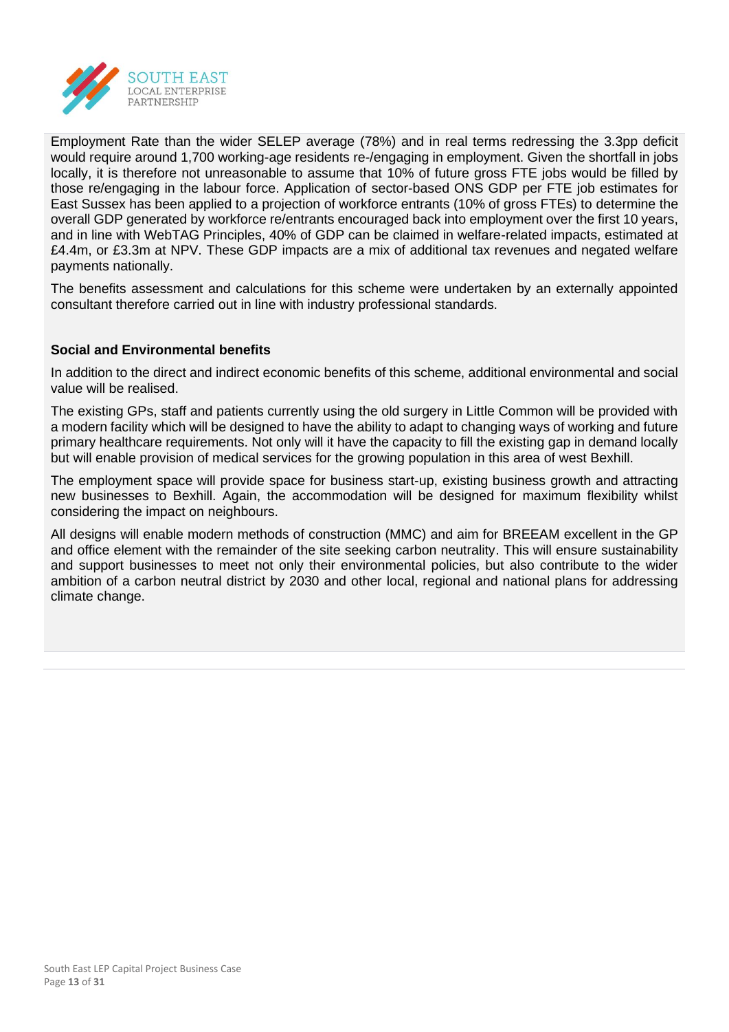Employment Rate than the wider SELEP average (78%) and in real terms redressing the 3.3pp deficit would require around 1,700 working-age residents re-/engaging in employment. Given the shortfall in jobs locally, it is therefore not unreasonable to assume that 10% of future gross FTE jobs would be filled by those re/engaging in the labour force. Application of sector-based ONS GDP per FTE job estimates for East Sussex has been applied to a projection of workforce entrants (10% of gross FTEs) to determine the overall GDP generated by workforce re/entrants encouraged back into employment over the first 10 years, and in line with WebTAG Principles, 40% of GDP can be claimed in welfare-related impacts, estimated at £4.4m, or £3.3m at NPV. These GDP impacts are a mix of additional tax revenues and negated welfare payments nationally.

The benefits assessment and calculations for this scheme were undertaken by an externally appointed consultant therefore carried out in line with industry professional standards.

**Social and Environmental benefits**

In addition to the direct and indirect economic benefits of this scheme, additional environmental and social value will be realised.

The existing GPs, staff and patients currently using the old surgery in Little Common will be provided with a modern facility which will be designed to have the ability to adapt to changing ways of working and future primary healthcare requirements. Not only will it have the capacity to fill the existing gap in demand locally but will enable provision of medical services for the growing population in this area of west Bexhill.

The employment space will provide space for business start-up, existing business growth and attracting new businesses to Bexhill. Again, the accommodation will be designed for maximum flexibility whilst considering the impact on neighbours.

All designs will enable modern methods of construction (MMC) and aim for BREEAM excellent in the GP and office element with the remainder of the site seeking carbon neutrality. This will ensure sustainability and support businesses to meet not only their environmental policies, but also contribute to the wider ambition of a carbon neutral district by 2030 and other local, regional and national plans for addressing climate change.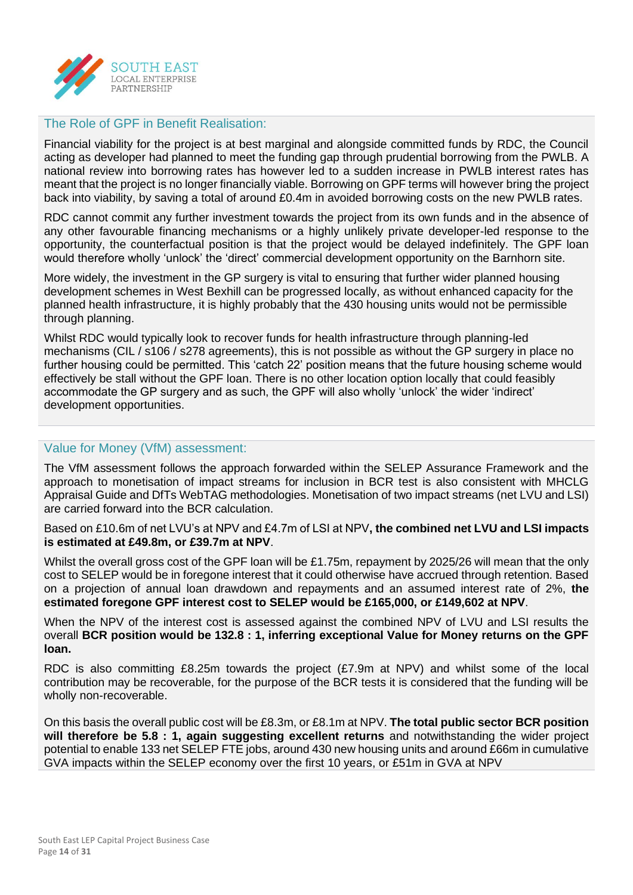## The Role of GPF in Benefit Realisation:

Financial viability for the project is at best marginal and alongside committed funds by RDC, the Council acting as developer had planned to meet the funding gap through prudential borrowing from the PWLB. A national review into borrowing rates has however led to a sudden increase in PWLB interest rates has meant that the project is no longer financially viable. Borrowing on GPF terms will however bring the project back into viability, by saving a total of around £0.4m in avoided borrowing costs on the new PWLB rates.

RDC cannot commit any further investment towards the project from its own funds and in the absence of any other favourable financing mechanisms or a highly unlikely private developer-led response to the opportunity, the counterfactual position is that the project would be delayed indefinitely. The GPF loan would therefore wholly 'unlock' the 'direct' commercial development opportunity on the Barnhorn site.

More widely, the investment in the GP surgery is vital to ensuring that further wider planned housing development schemes in West Bexhill can be progressed locally, as without enhanced capacity for the planned health infrastructure, it is highly probably that the 430 housing units would not be permissible through planning.

Whilst RDC would typically look to recover funds for health infrastructure through planning-led mechanisms (CIL / s106 / s278 agreements), this is not possible as without the GP surgery in place no further housing could be permitted. This 'catch 22' position means that the future housing scheme would effectively be stall without the GPF loan. There is no other location option locally that could feasibly accommodate the GP surgery and as such, the GPF will also wholly 'unlock' the wider 'indirect' development opportunities.

## Value for Money (VfM) assessment:

The VfM assessment follows the approach forwarded within the SELEP Assurance Framework and the approach to monetisation of impact streams for inclusion in BCR test is also consistent with MHCLG Appraisal Guide and DfTs WebTAG methodologies. Monetisation of two impact streams (net LVU and LSI) are carried forward into the BCR calculation.

Based on £10.6m of net LVU's at NPV and £4.7m of LSI at NPV**, the combined net LVU and LSI impacts is estimated at £49.8m, or £39.7m at NPV**.

Whilst the overall gross cost of the GPF loan will be £1.75m, repayment by 2025/26 will mean that the only cost to SELEP would be in foregone interest that it could otherwise have accrued through retention. Based on a projection of annual loan drawdown and repayments and an assumed interest rate of 2%, **the estimated foregone GPF interest cost to SELEP would be £165,000, or £149,602 at NPV**.

When the NPV of the interest cost is assessed against the combined NPV of LVU and LSI results the overall **BCR position would be 132.8 : 1, inferring exceptional Value for Money returns on the GPF loan.**

RDC is also committing £8.25m towards the project (£7.9m at NPV) and whilst some of the local contribution may be recoverable, for the purpose of the BCR tests it is considered that the funding will be wholly non-recoverable.

On this basis the overall public cost will be £8.3m, or £8.1m at NPV. **The total public sector BCR position will therefore be 5.8 : 1, again suggesting excellent returns** and notwithstanding the wider project potential to enable 133 net SELEP FTE jobs, around 430 new housing units and around £66m in cumulative GVA impacts within the SELEP economy over the first 10 years, or £51m in GVA at NPV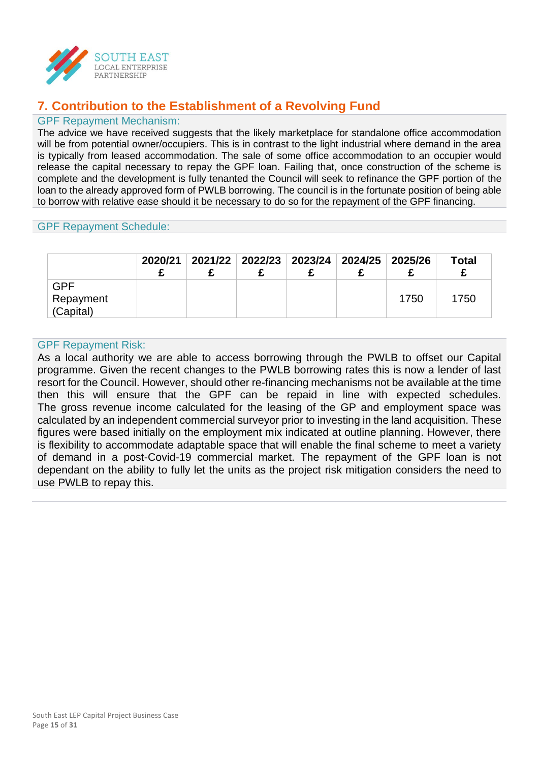## 7. Contribution to the Establishment of a Revolving Fund

### GPF Repayment Mechanism:

The advice we have received suggests that the likely marketplace for standalone office accommodation will be from potential owner/occupiers. This is in contrast to the light industrial where demand in the area is typically from leased accommodation. The sale of some office accommodation to an occupier would release the capital necessary to repay the GPF loan. Failing that, once construction of the scheme is complete and the development is fully tenanted the Council will seek to refinance the GPF portion of the loan to the already approved form of PWLB borrowing. The council is in the fortunate position of being able to borrow with relative ease should it be necessary to do so for the repayment of the GPF financing.

### GPF Repayment Schedule:

| | 2020/21 £ | 2021/22 £ | 2022/23 £ | 2023/24 £ | 2024/25 £ | 2025/26 £ | Total £ |
|---|---|---|---|---|---|---|---|
| GPF Repayment (Capital) | | | | | | 1750 | 1750 |

### GPF Repayment Risk:

As a local authority we are able to access borrowing through the PWLB to offset our Capital programme. Given the recent changes to the PWLB borrowing rates this is now a lender of last resort for the Council. However, should other re-financing mechanisms not be available at the time then this will ensure that the GPF can be repaid in line with expected schedules. The gross revenue income calculated for the leasing of the GP and employment space was calculated by an independent commercial surveyor prior to investing in the land acquisition. These figures were based initially on the employment mix indicated at outline planning. However, there is flexibility to accommodate adaptable space that will enable the final scheme to meet a variety of demand in a post-Covid-19 commercial market. The repayment of the GPF loan is not dependant on the ability to fully let the units as the project risk mitigation considers the need to use PWLB to repay this.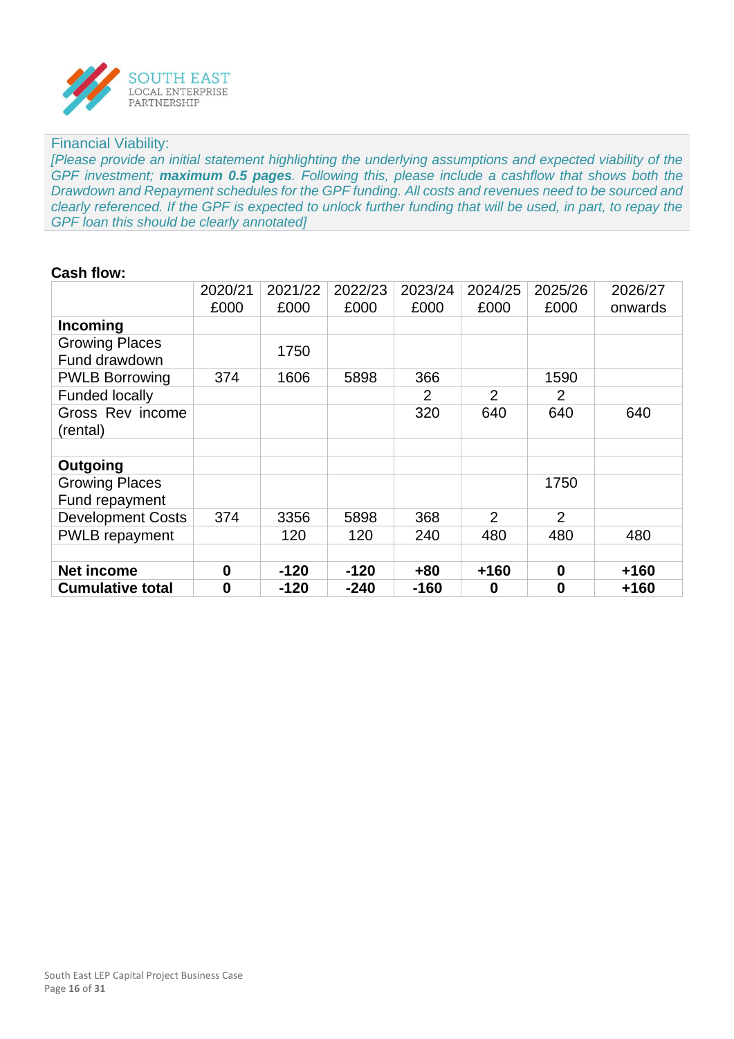Financial Viability:

*[Please provide an initial statement highlighting the underlying assumptions and expected viability of the GPF investment; **maximum 0.5 pages**. Following this, please include a cashflow that shows both the Drawdown and Repayment schedules for the GPF funding. All costs and revenues need to be sourced and clearly referenced. If the GPF is expected to unlock further funding that will be used, in part, to repay the GPF loan this should be clearly annotated]*

**Cash flow:**

| | 2020/21 £000 | 2021/22 £000 | 2022/23 £000 | 2023/24 £000 | 2024/25 £000 | 2025/26 £000 | 2026/27 onwards |
|---|---|---|---|---|---|---|---|
| **Incoming** | | | | | | | |
| Growing Places Fund drawdown | | 1750 | | | | | |
| PWLB Borrowing | 374 | 1606 | 5898 | 366 | | 1590 | |
| Funded locally | | | | 2 | 2 | 2 | |
| Gross Rev income (rental) | | | | 320 | 640 | 640 | 640 |
| | | | | | | | |
| **Outgoing** | | | | | | | |
| Growing Places Fund repayment | | | | | | 1750 | |
| Development Costs | 374 | 3356 | 5898 | 368 | 2 | 2 | |
| PWLB repayment | | 120 | 120 | 240 | 480 | 480 | 480 |
| | | | | | | | |
| **Net income** | **0** | **-120** | **-120** | **+80** | **+160** | **0** | **+160** |
| **Cumulative total** | **0** | **-120** | **-240** | **-160** | **0** | **0** | **+160** |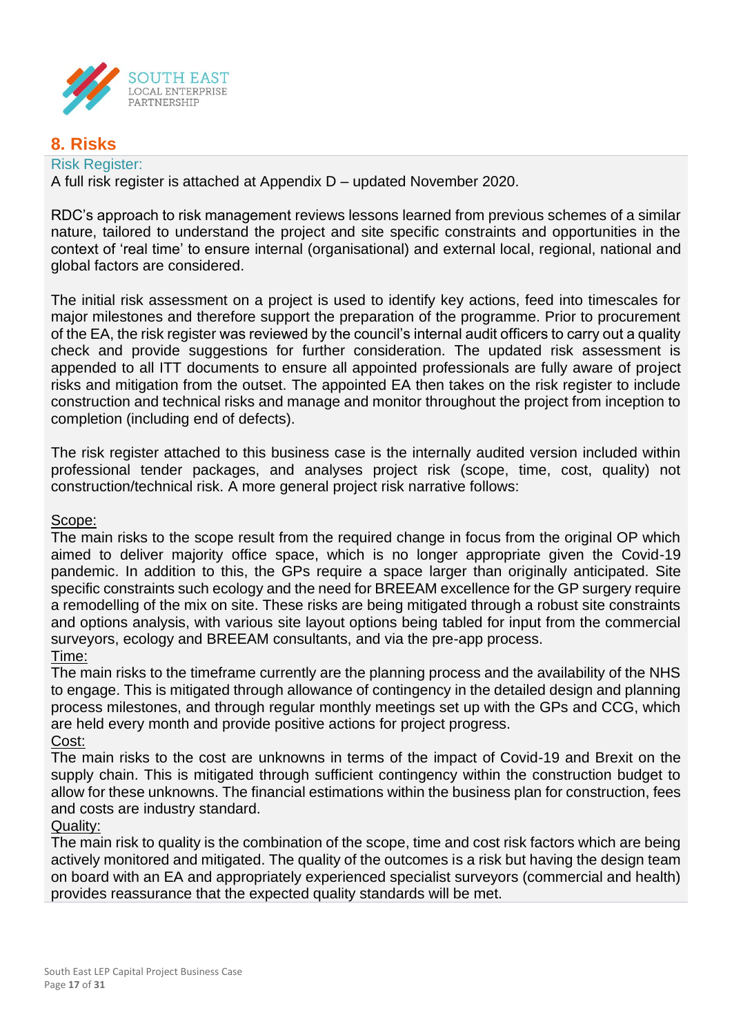## 8. Risks

Risk Register:

A full risk register is attached at Appendix D – updated November 2020.

RDC's approach to risk management reviews lessons learned from previous schemes of a similar nature, tailored to understand the project and site specific constraints and opportunities in the context of 'real time' to ensure internal (organisational) and external local, regional, national and global factors are considered.

The initial risk assessment on a project is used to identify key actions, feed into timescales for major milestones and therefore support the preparation of the programme. Prior to procurement of the EA, the risk register was reviewed by the council's internal audit officers to carry out a quality check and provide suggestions for further consideration. The updated risk assessment is appended to all ITT documents to ensure all appointed professionals are fully aware of project risks and mitigation from the outset. The appointed EA then takes on the risk register to include construction and technical risks and manage and monitor throughout the project from inception to completion (including end of defects).

The risk register attached to this business case is the internally audited version included within professional tender packages, and analyses project risk (scope, time, cost, quality) not construction/technical risk. A more general project risk narrative follows:

Scope:

The main risks to the scope result from the required change in focus from the original OP which aimed to deliver majority office space, which is no longer appropriate given the Covid-19 pandemic. In addition to this, the GPs require a space larger than originally anticipated. Site specific constraints such ecology and the need for BREEAM excellence for the GP surgery require a remodelling of the mix on site. These risks are being mitigated through a robust site constraints and options analysis, with various site layout options being tabled for input from the commercial surveyors, ecology and BREEAM consultants, and via the pre-app process.

Time:

The main risks to the timeframe currently are the planning process and the availability of the NHS to engage. This is mitigated through allowance of contingency in the detailed design and planning process milestones, and through regular monthly meetings set up with the GPs and CCG, which are held every month and provide positive actions for project progress.

Cost:

The main risks to the cost are unknowns in terms of the impact of Covid-19 and Brexit on the supply chain. This is mitigated through sufficient contingency within the construction budget to allow for these unknowns. The financial estimations within the business plan for construction, fees and costs are industry standard.

Quality:

The main risk to quality is the combination of the scope, time and cost risk factors which are being actively monitored and mitigated. The quality of the outcomes is a risk but having the design team on board with an EA and appropriately experienced specialist surveyors (commercial and health) provides reassurance that the expected quality standards will be met.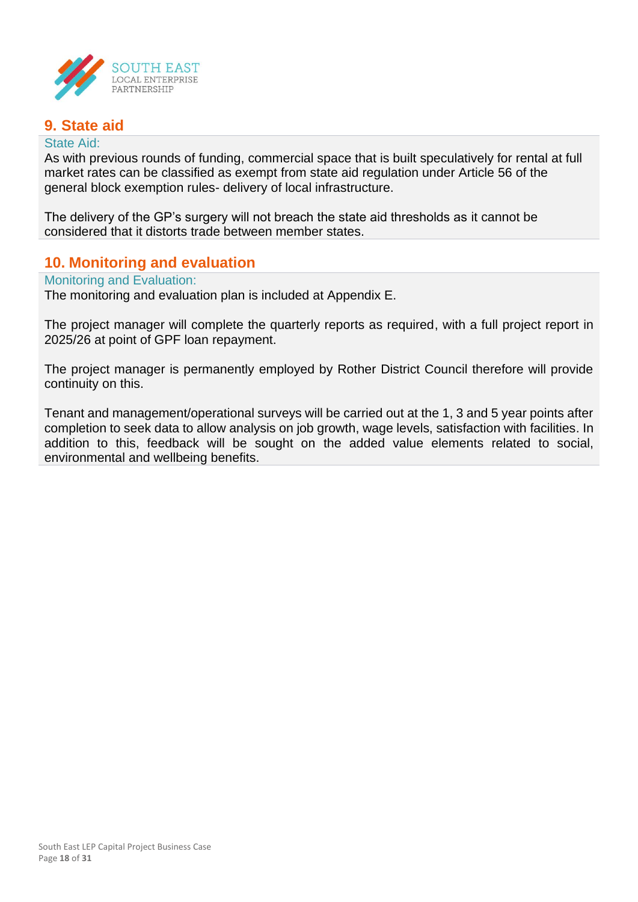## 9. State aid

State Aid:

As with previous rounds of funding, commercial space that is built speculatively for rental at full market rates can be classified as exempt from state aid regulation under Article 56 of the general block exemption rules- delivery of local infrastructure.

The delivery of the GP's surgery will not breach the state aid thresholds as it cannot be considered that it distorts trade between member states.

## 10. Monitoring and evaluation

Monitoring and Evaluation:

The monitoring and evaluation plan is included at Appendix E.

The project manager will complete the quarterly reports as required, with a full project report in 2025/26 at point of GPF loan repayment.

The project manager is permanently employed by Rother District Council therefore will provide continuity on this.

Tenant and management/operational surveys will be carried out at the 1, 3 and 5 year points after completion to seek data to allow analysis on job growth, wage levels, satisfaction with facilities. In addition to this, feedback will be sought on the added value elements related to social, environmental and wellbeing benefits.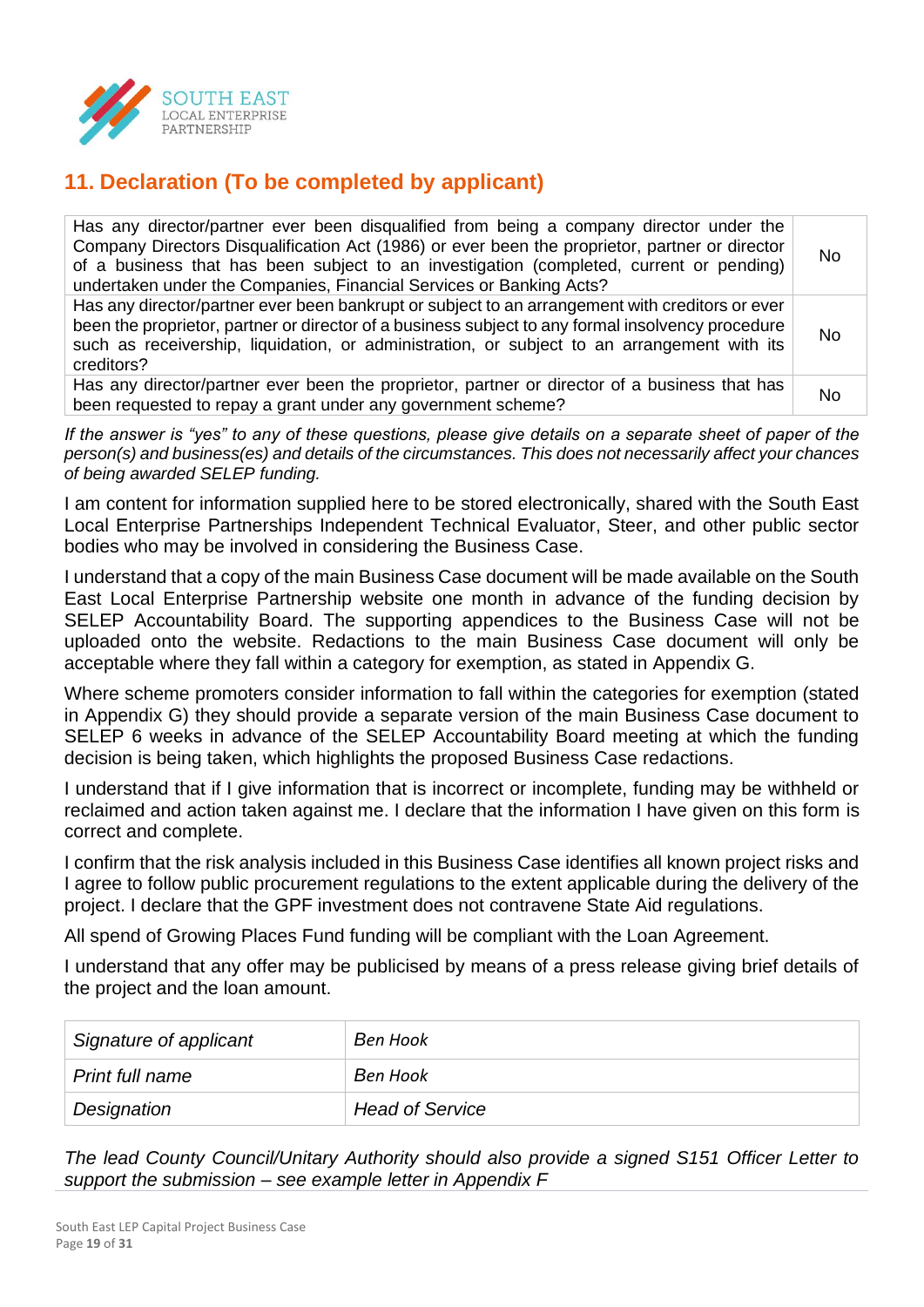## 11. Declaration (To be completed by applicant)

| | |
|---|---|
| Has any director/partner ever been disqualified from being a company director under the Company Directors Disqualification Act (1986) or ever been the proprietor, partner or director of a business that has been subject to an investigation (completed, current or pending) undertaken under the Companies, Financial Services or Banking Acts? | No |
| Has any director/partner ever been bankrupt or subject to an arrangement with creditors or ever been the proprietor, partner or director of a business subject to any formal insolvency procedure such as receivership, liquidation, or administration, or subject to an arrangement with its creditors? | No |
| Has any director/partner ever been the proprietor, partner or director of a business that has been requested to repay a grant under any government scheme? | No |

*If the answer is "yes" to any of these questions, please give details on a separate sheet of paper of the person(s) and business(es) and details of the circumstances. This does not necessarily affect your chances of being awarded SELEP funding.*

I am content for information supplied here to be stored electronically, shared with the South East Local Enterprise Partnerships Independent Technical Evaluator, Steer, and other public sector bodies who may be involved in considering the Business Case.

I understand that a copy of the main Business Case document will be made available on the South East Local Enterprise Partnership website one month in advance of the funding decision by SELEP Accountability Board. The supporting appendices to the Business Case will not be uploaded onto the website. Redactions to the main Business Case document will only be acceptable where they fall within a category for exemption, as stated in Appendix G.

Where scheme promoters consider information to fall within the categories for exemption (stated in Appendix G) they should provide a separate version of the main Business Case document to SELEP 6 weeks in advance of the SELEP Accountability Board meeting at which the funding decision is being taken, which highlights the proposed Business Case redactions.

I understand that if I give information that is incorrect or incomplete, funding may be withheld or reclaimed and action taken against me. I declare that the information I have given on this form is correct and complete.

I confirm that the risk analysis included in this Business Case identifies all known project risks and I agree to follow public procurement regulations to the extent applicable during the delivery of the project. I declare that the GPF investment does not contravene State Aid regulations.

All spend of Growing Places Fund funding will be compliant with the Loan Agreement.

I understand that any offer may be publicised by means of a press release giving brief details of the project and the loan amount.

| | |
|---|---|
| *Signature of applicant* | *Ben Hook* |
| *Print full name* | *Ben Hook* |
| *Designation* | *Head of Service* |

*The lead County Council/Unitary Authority should also provide a signed S151 Officer Letter to support the submission – see example letter in Appendix F*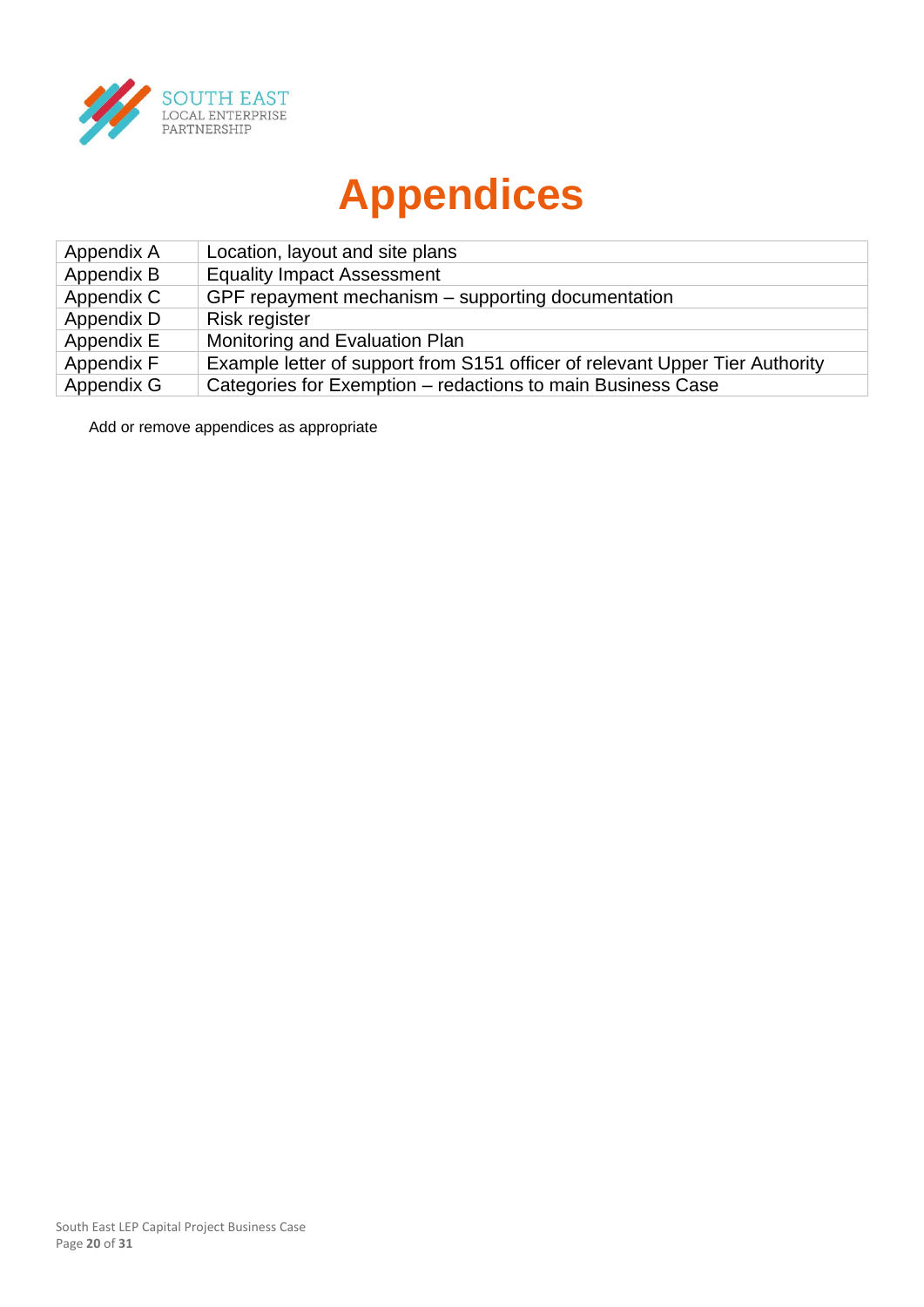# Appendices

| | |
|---|---|
| Appendix A | Location, layout and site plans |
| Appendix B | Equality Impact Assessment |
| Appendix C | GPF repayment mechanism – supporting documentation |
| Appendix D | Risk register |
| Appendix E | Monitoring and Evaluation Plan |
| Appendix F | Example letter of support from S151 officer of relevant Upper Tier Authority |
| Appendix G | Categories for Exemption – redactions to main Business Case |

Add or remove appendices as appropriate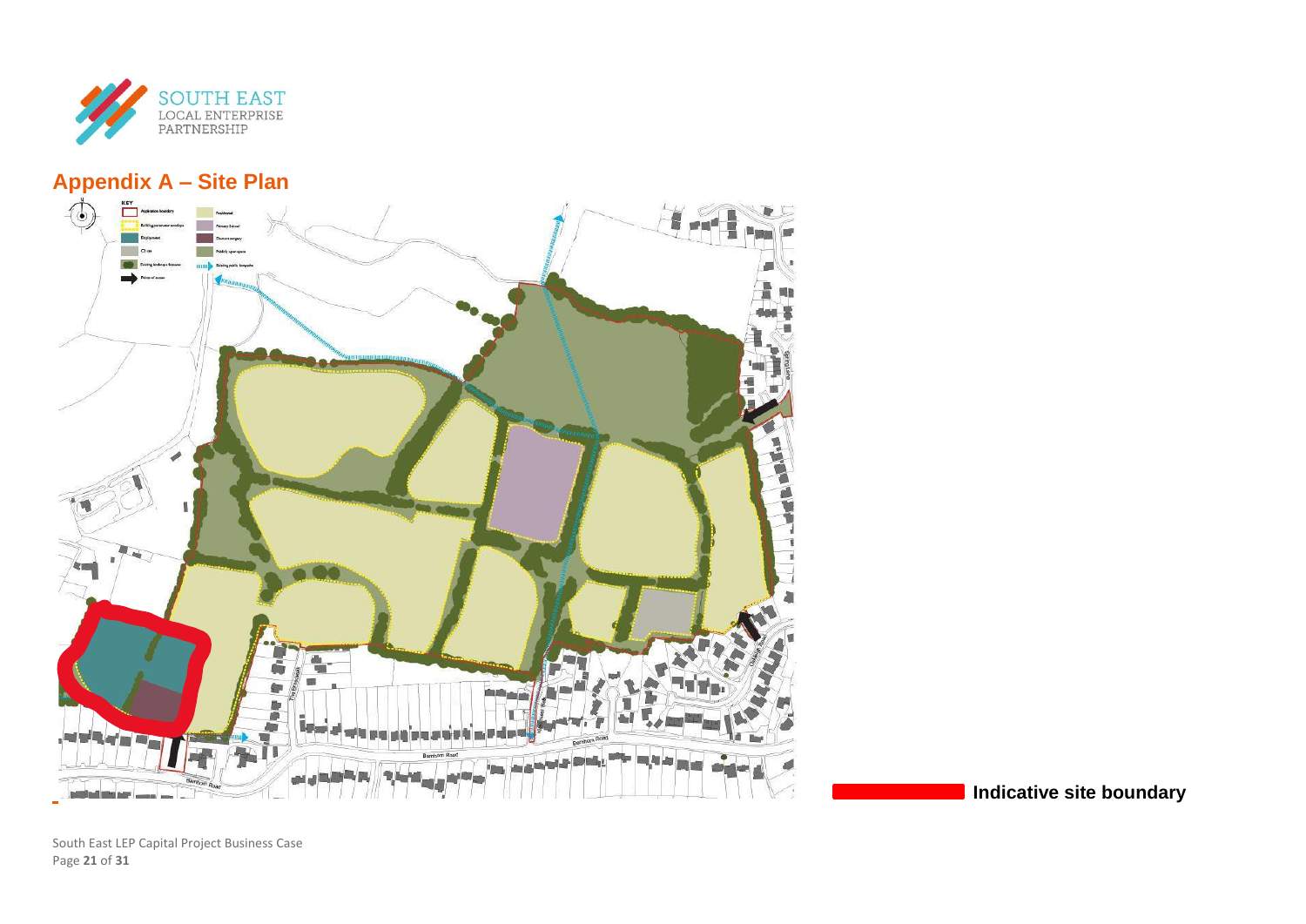## Appendix A – Site Plan

KEY

- Application boundary
- Building parameter envelope
- Employment
- CI site
- Existing landscape features
- Points of access
- Residential
- Primary School
- Doctors surgery
- Publicly open space
- Existing public footpaths

Indicative site boundary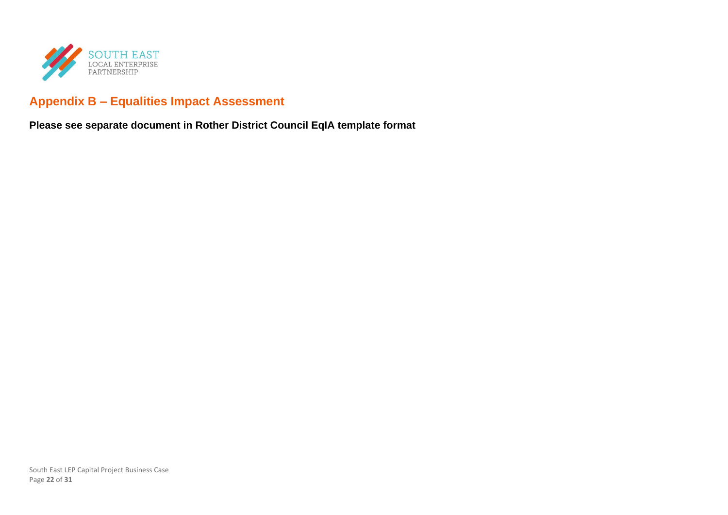## Appendix B – Equalities Impact Assessment

**Please see separate document in Rother District Council EqIA template format**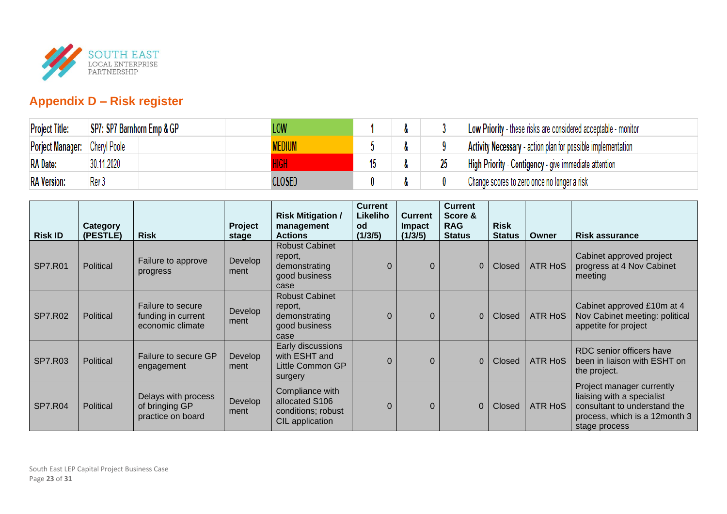SOUTH EAST
LOCAL ENTERPRISE
PARTNERSHIP

## Appendix D – Risk register

| Project Title: | SP7: SP7 Barnhorn Emp & GP | | LOW | 1 | & | 3 | Low Priority - these risks are considered acceptable - monitor |
|---|---|---|---|---|---|---|---|
| Porject Manager: | Cheryl Poole | | MEDIUM | 5 | & | 9 | Activity Necessary - action plan for possible implementation |
| RA Date: | 30.11.2020 | | HIGH | 15 | & | 25 | High Priority - Contigency - give immediate attention |
| RA Version: | Rev 3 | | CLOSED | 0 | & | 0 | Change scores to zero once no longer a risk |

| Risk ID | Category (PESTLE) | Risk | Project stage | Risk Mitigation / management Actions | Current Likelihood (1/3/5) | Current Impact (1/3/5) | Current Score & RAG Status | Risk Status | Owner | Risk assurance |
|---|---|---|---|---|---|---|---|---|---|---|
| SP7.R01 | Political | Failure to approve progress | Development | Robust Cabinet report, demonstrating good business case | 0 | 0 | 0 | Closed | ATR HoS | Cabinet approved project progress at 4 Nov Cabinet meeting |
| SP7.R02 | Political | Failure to secure funding in current economic climate | Development | Robust Cabinet report, demonstrating good business case | 0 | 0 | 0 | Closed | ATR HoS | Cabinet approved £10m at 4 Nov Cabinet meeting: political appetite for project |
| SP7.R03 | Political | Failure to secure GP engagement | Development | Early discussions with ESHT and Little Common GP surgery | 0 | 0 | 0 | Closed | ATR HoS | RDC senior officers have been in liaison with ESHT on the project. |
| SP7.R04 | Political | Delays with process of bringing GP practice on board | Development | Compliance with allocated S106 conditions; robust CIL application | 0 | 0 | 0 | Closed | ATR HoS | Project manager currently liaising with a specialist consultant to understand the process, which is a 12month 3 stage process |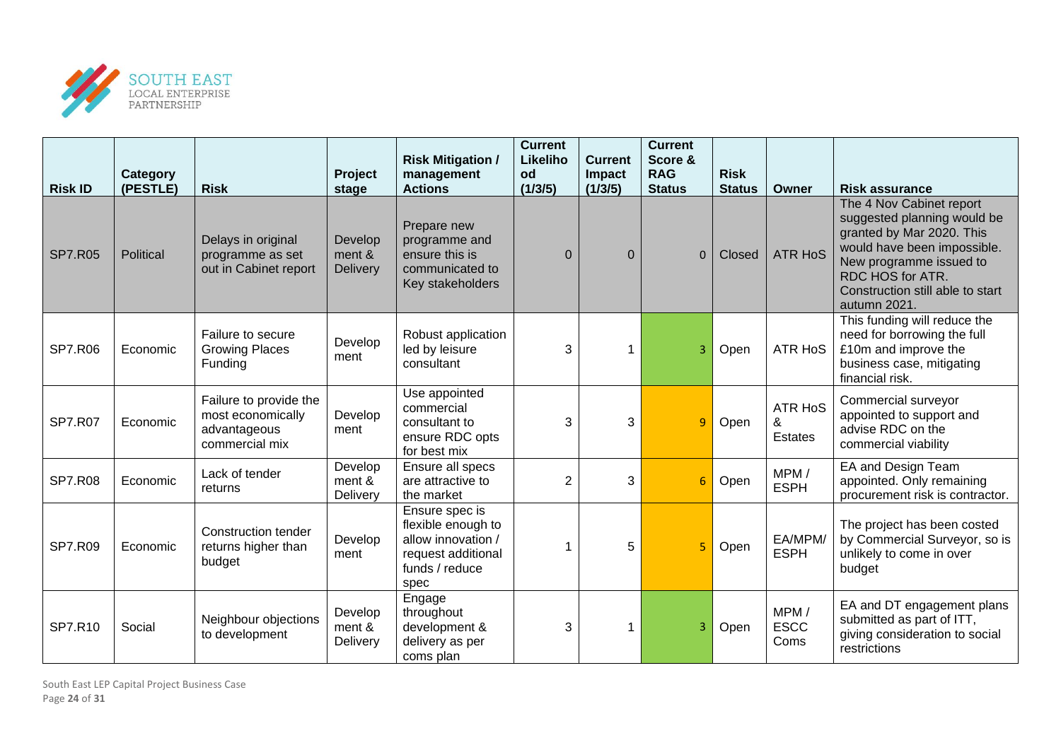| Risk ID | Category (PESTLE) | Risk | Project stage | Risk Mitigation / management Actions | Current Likelihood (1/3/5) | Current Impact (1/3/5) | Current Score & RAG Status | Risk Status | Owner | Risk assurance |
|---|---|---|---|---|---|---|---|---|---|---|
| SP7.R05 | Political | Delays in original programme as set out in Cabinet report | Development & Delivery | Prepare new programme and ensure this is communicated to Key stakeholders | 0 | 0 | 0 | Closed | ATR HoS | The 4 Nov Cabinet report suggested planning would be granted by Mar 2020. This would have been impossible. New programme issued to RDC HOS for ATR. Construction still able to start autumn 2021. |
| SP7.R06 | Economic | Failure to secure Growing Places Funding | Development | Robust application led by leisure consultant | 3 | 1 | 3 | Open | ATR HoS | This funding will reduce the need for borrowing the full £10m and improve the business case, mitigating financial risk. |
| SP7.R07 | Economic | Failure to provide the most economically advantageous commercial mix | Development | Use appointed commercial consultant to ensure RDC opts for best mix | 3 | 3 | 9 | Open | ATR HoS & Estates | Commercial surveyor appointed to support and advise RDC on the commercial viability |
| SP7.R08 | Economic | Lack of tender returns | Development & Delivery | Ensure all specs are attractive to the market | 2 | 3 | 6 | Open | MPM / ESPH | EA and Design Team appointed. Only remaining procurement risk is contractor. |
| SP7.R09 | Economic | Construction tender returns higher than budget | Development | Ensure spec is flexible enough to allow innovation / request additional funds / reduce spec | 1 | 5 | 5 | Open | EA/MPM/ ESPH | The project has been costed by Commercial Surveyor, so is unlikely to come in over budget |
| SP7.R10 | Social | Neighbour objections to development | Development & Delivery | Engage throughout development & delivery as per coms plan | 3 | 1 | 3 | Open | MPM / ESCC Coms | EA and DT engagement plans submitted as part of ITT, giving consideration to social restrictions |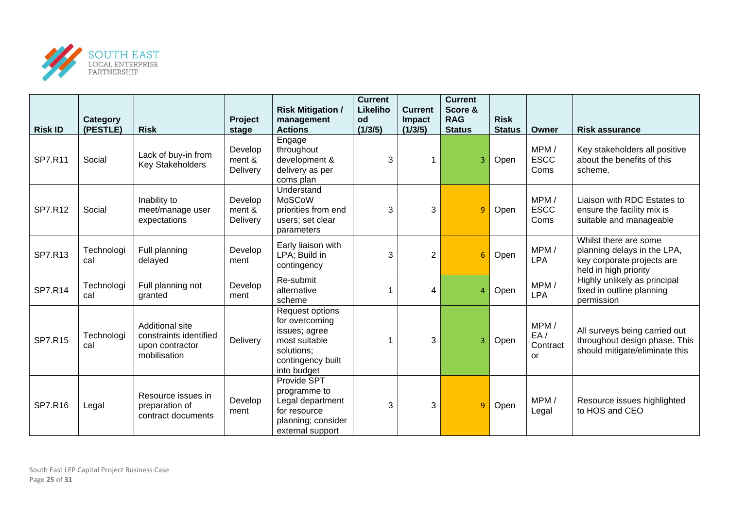| Risk ID | Category (PESTLE) | Risk | Project stage | Risk Mitigation / management Actions | Current Likelihood (1/3/5) | Current Impact (1/3/5) | Current Score & RAG Status | Risk Status | Owner | Risk assurance |
|---|---|---|---|---|---|---|---|---|---|---|
| SP7.R11 | Social | Lack of buy-in from Key Stakeholders | Development & Delivery | Engage throughout development & delivery as per coms plan | 3 | 1 | 3 | Open | MPM / ESCC Coms | Key stakeholders all positive about the benefits of this scheme. |
| SP7.R12 | Social | Inability to meet/manage user expectations | Development & Delivery | Understand MoSCoW priorities from end users; set clear parameters | 3 | 3 | 9 | Open | MPM / ESCC Coms | Liaison with RDC Estates to ensure the facility mix is suitable and manageable |
| SP7.R13 | Technological | Full planning delayed | Development | Early liaison with LPA; Build in contingency | 3 | 2 | 6 | Open | MPM / LPA | Whilst there are some planning delays in the LPA, key corporate projects are held in high priority |
| SP7.R14 | Technological | Full planning not granted | Development | Re-submit alternative scheme | 1 | 4 | 4 | Open | MPM / LPA | Highly unlikely as principal fixed in outline planning permission |
| SP7.R15 | Technological | Additional site constraints identified upon contractor mobilisation | Delivery | Request options for overcoming issues; agree most suitable solutions; contingency built into budget | 1 | 3 | 3 | Open | MPM / EA / Contractor | All surveys being carried out throughout design phase. This should mitigate/eliminate this |
| SP7.R16 | Legal | Resource issues in preparation of contract documents | Development | Provide SPT programme to Legal department for resource planning; consider external support | 3 | 3 | 9 | Open | MPM / Legal | Resource issues highlighted to HOS and CEO |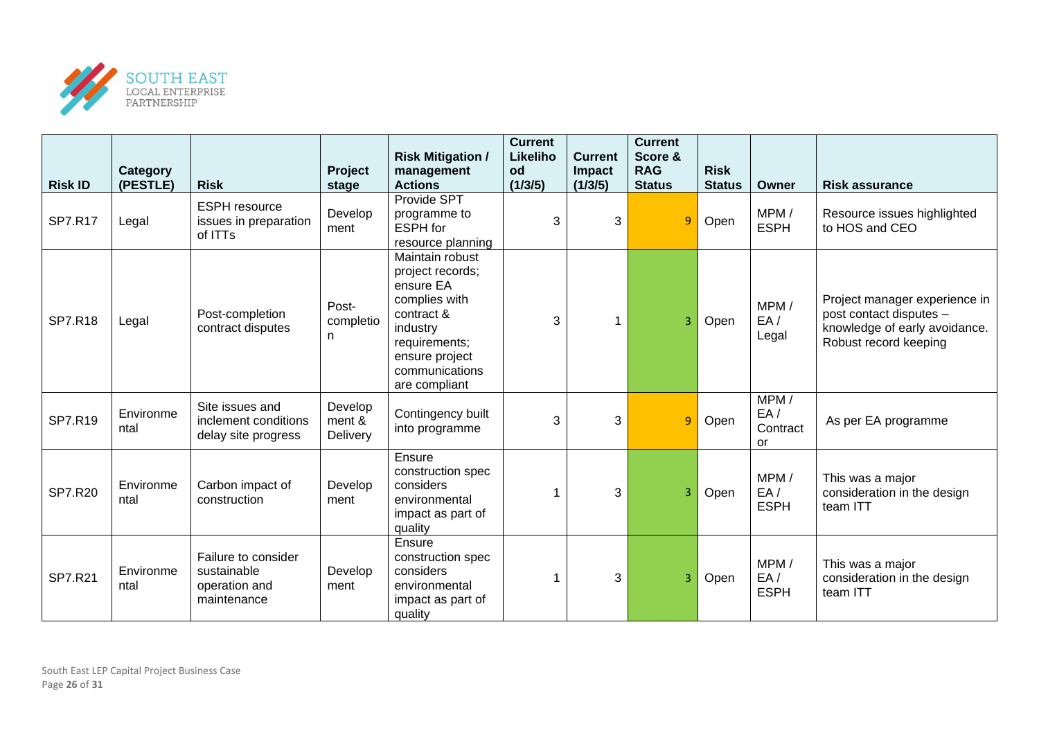| Risk ID | Category (PESTLE) | Risk | Project stage | Risk Mitigation / management Actions | Current Likelihood (1/3/5) | Current Impact (1/3/5) | Current Score & RAG Status | Risk Status | Owner | Risk assurance |
|---|---|---|---|---|---|---|---|---|---|---|
| SP7.R17 | Legal | ESPH resource issues in preparation of ITTs | Development | Provide SPT programme to ESPH for resource planning | 3 | 3 | 9 | Open | MPM / ESPH | Resource issues highlighted to HOS and CEO |
| SP7.R18 | Legal | Post-completion contract disputes | Post-completion | Maintain robust project records; ensure EA complies with contract & industry requirements; ensure project communications are compliant | 3 | 1 | 3 | Open | MPM / EA / Legal | Project manager experience in post contact disputes – knowledge of early avoidance. Robust record keeping |
| SP7.R19 | Environmental | Site issues and inclement conditions delay site progress | Development & Delivery | Contingency built into programme | 3 | 3 | 9 | Open | MPM / EA / Contractor | As per EA programme |
| SP7.R20 | Environmental | Carbon impact of construction | Development | Ensure construction spec considers environmental impact as part of quality | 1 | 3 | 3 | Open | MPM / EA / ESPH | This was a major consideration in the design team ITT |
| SP7.R21 | Environmental | Failure to consider sustainable operation and maintenance | Development | Ensure construction spec considers environmental impact as part of quality | 1 | 3 | 3 | Open | MPM / EA / ESPH | This was a major consideration in the design team ITT |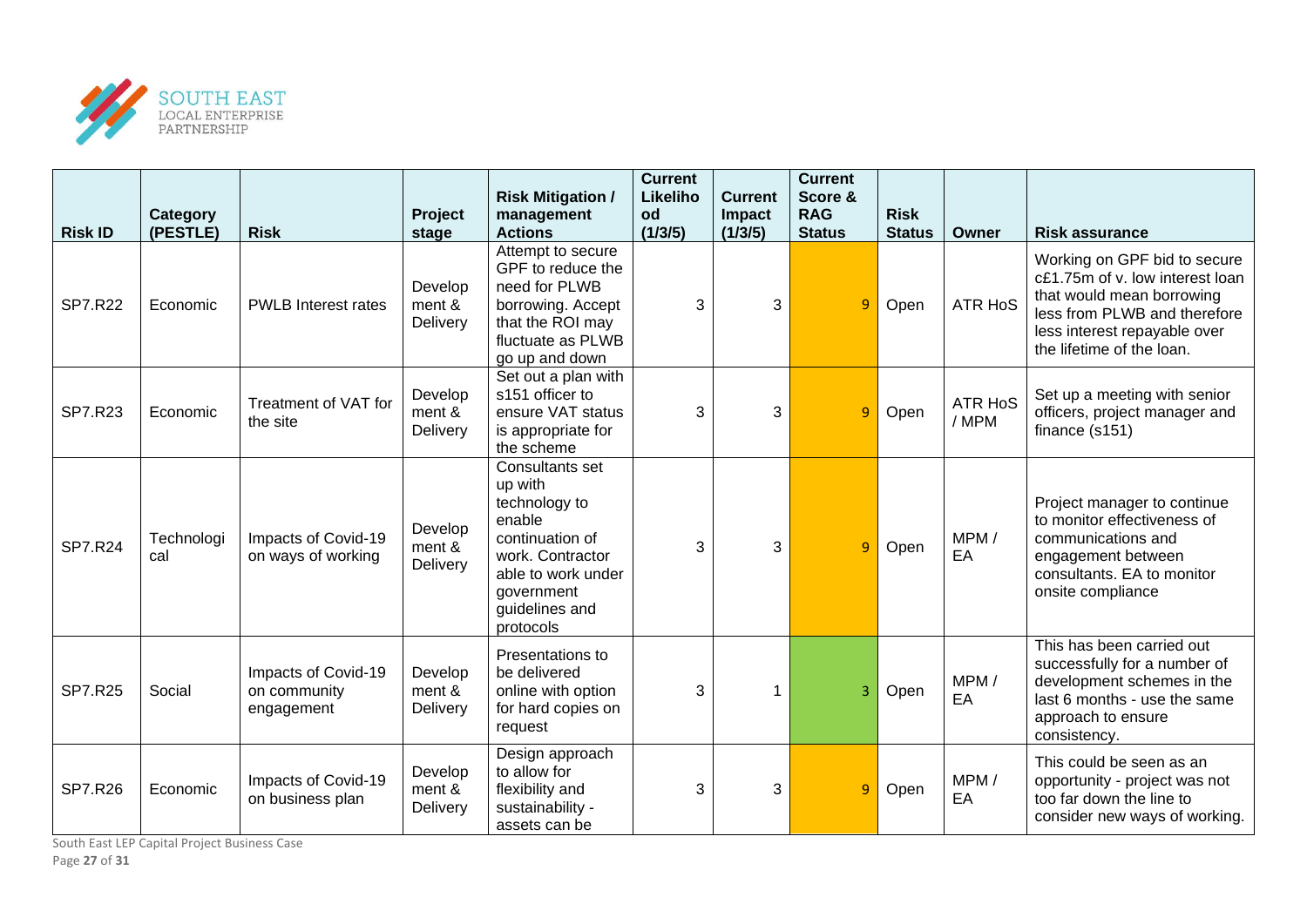| Risk ID | Category (PESTLE) | Risk | Project stage | Risk Mitigation / management Actions | Current Likelihood (1/3/5) | Current Impact (1/3/5) | Current Score & RAG Status | Risk Status | Owner | Risk assurance |
|---|---|---|---|---|---|---|---|---|---|---|
| SP7.R22 | Economic | PWLB Interest rates | Development & Delivery | Attempt to secure GPF to reduce the need for PLWB borrowing. Accept that the ROI may fluctuate as PLWB go up and down | 3 | 3 | 9 | Open | ATR HoS | Working on GPF bid to secure c£1.75m of v. low interest loan that would mean borrowing less from PLWB and therefore less interest repayable over the lifetime of the loan. |
| SP7.R23 | Economic | Treatment of VAT for the site | Development & Delivery | Set out a plan with s151 officer to ensure VAT status is appropriate for the scheme | 3 | 3 | 9 | Open | ATR HoS / MPM | Set up a meeting with senior officers, project manager and finance (s151) |
| SP7.R24 | Technological | Impacts of Covid-19 on ways of working | Development & Delivery | Consultants set up with technology to enable continuation of work. Contractor able to work under government guidelines and protocols | 3 | 3 | 9 | Open | MPM / EA | Project manager to continue to monitor effectiveness of communications and engagement between consultants. EA to monitor onsite compliance |
| SP7.R25 | Social | Impacts of Covid-19 on community engagement | Development & Delivery | Presentations to be delivered online with option for hard copies on request | 3 | 1 | 3 | Open | MPM / EA | This has been carried out successfully for a number of development schemes in the last 6 months - use the same approach to ensure consistency. |
| SP7.R26 | Economic | Impacts of Covid-19 on business plan | Development & Delivery | Design approach to allow for flexibility and sustainability - assets can be | 3 | 3 | 9 | Open | MPM / EA | This could be seen as an opportunity - project was not too far down the line to consider new ways of working. |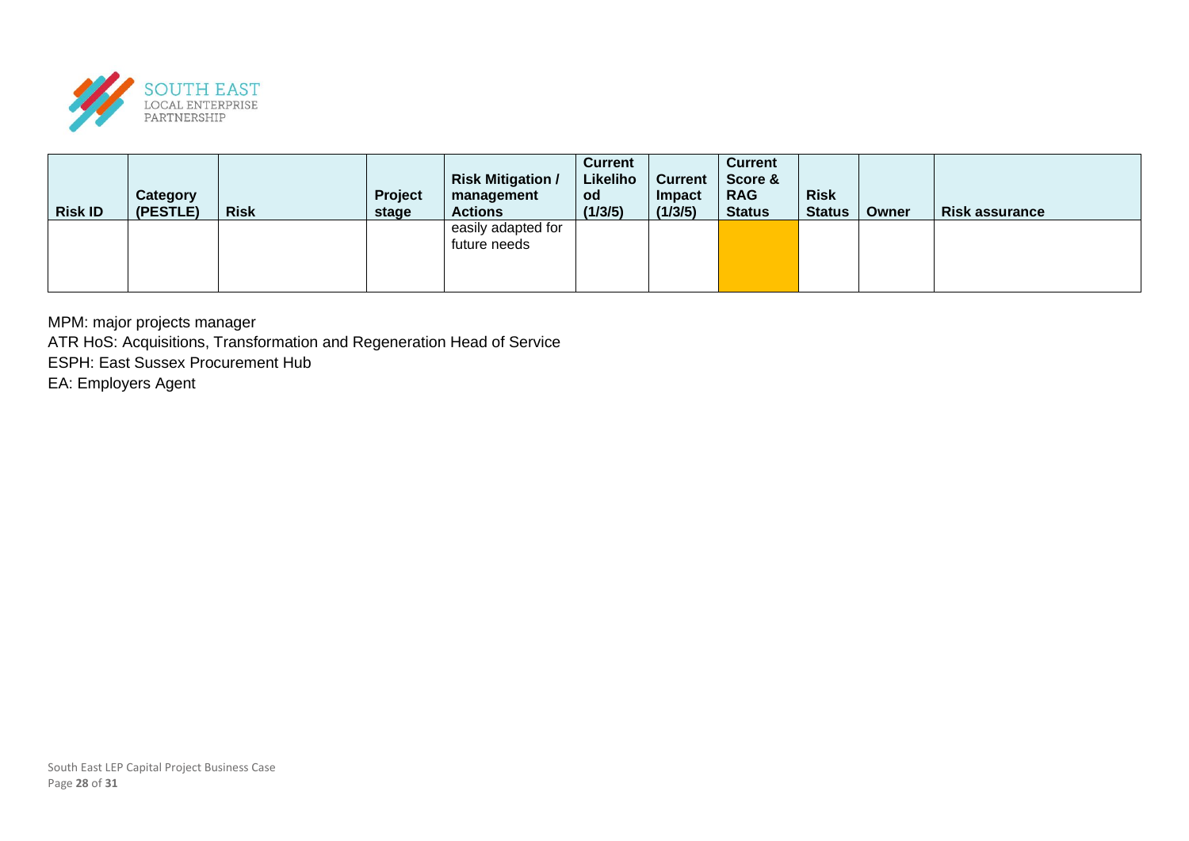| Risk ID | Category (PESTLE) | Risk | Project stage | Risk Mitigation / management Actions | Current Likelihood (1/3/5) | Current Impact (1/3/5) | Current Score & RAG Status | Risk Status | Owner | Risk assurance |
|---|---|---|---|---|---|---|---|---|---|---|
| | | | | easily adapted for future needs | | | | | | |

MPM: major projects manager

ATR HoS: Acquisitions, Transformation and Regeneration Head of Service

ESPH: East Sussex Procurement Hub

EA: Employers Agent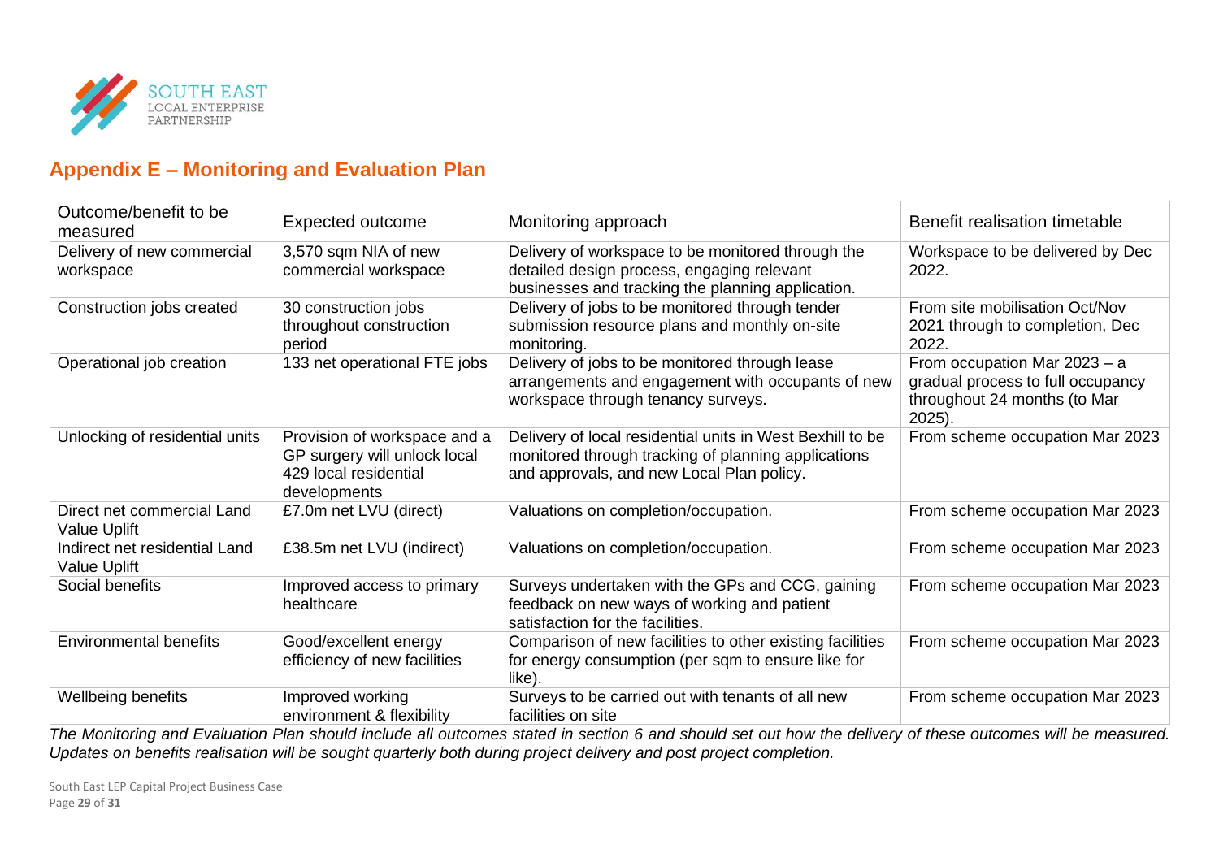## Appendix E – Monitoring and Evaluation Plan

| Outcome/benefit to be measured | Expected outcome | Monitoring approach | Benefit realisation timetable |
|---|---|---|---|
| Delivery of new commercial workspace | 3,570 sqm NIA of new commercial workspace | Delivery of workspace to be monitored through the detailed design process, engaging relevant businesses and tracking the planning application. | Workspace to be delivered by Dec 2022. |
| Construction jobs created | 30 construction jobs throughout construction period | Delivery of jobs to be monitored through tender submission resource plans and monthly on-site monitoring. | From site mobilisation Oct/Nov 2021 through to completion, Dec 2022. |
| Operational job creation | 133 net operational FTE jobs | Delivery of jobs to be monitored through lease arrangements and engagement with occupants of new workspace through tenancy surveys. | From occupation Mar 2023 – a gradual process to full occupancy throughout 24 months (to Mar 2025). |
| Unlocking of residential units | Provision of workspace and a GP surgery will unlock local 429 local residential developments | Delivery of local residential units in West Bexhill to be monitored through tracking of planning applications and approvals, and new Local Plan policy. | From scheme occupation Mar 2023 |
| Direct net commercial Land Value Uplift | £7.0m net LVU (direct) | Valuations on completion/occupation. | From scheme occupation Mar 2023 |
| Indirect net residential Land Value Uplift | £38.5m net LVU (indirect) | Valuations on completion/occupation. | From scheme occupation Mar 2023 |
| Social benefits | Improved access to primary healthcare | Surveys undertaken with the GPs and CCG, gaining feedback on new ways of working and patient satisfaction for the facilities. | From scheme occupation Mar 2023 |
| Environmental benefits | Good/excellent energy efficiency of new facilities | Comparison of new facilities to other existing facilities for energy consumption (per sqm to ensure like for like). | From scheme occupation Mar 2023 |
| Wellbeing benefits | Improved working environment & flexibility | Surveys to be carried out with tenants of all new facilities on site | From scheme occupation Mar 2023 |

*The Monitoring and Evaluation Plan should include all outcomes stated in section 6 and should set out how the delivery of these outcomes will be measured. Updates on benefits realisation will be sought quarterly both during project delivery and post project completion.*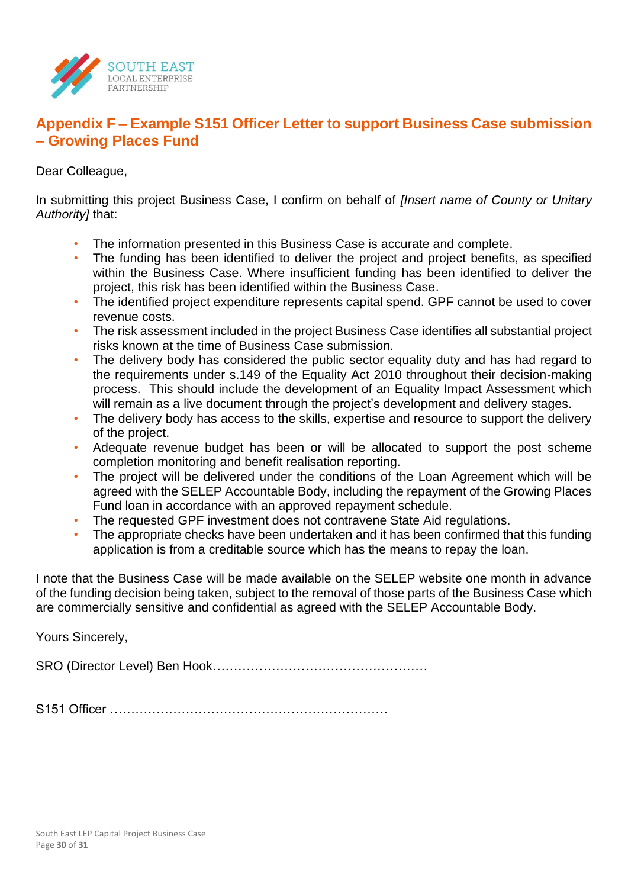## Appendix F – Example S151 Officer Letter to support Business Case submission – Growing Places Fund

Dear Colleague,

In submitting this project Business Case, I confirm on behalf of *[Insert name of County or Unitary Authority]* that:

- The information presented in this Business Case is accurate and complete.
- The funding has been identified to deliver the project and project benefits, as specified within the Business Case. Where insufficient funding has been identified to deliver the project, this risk has been identified within the Business Case.
- The identified project expenditure represents capital spend. GPF cannot be used to cover revenue costs.
- The risk assessment included in the project Business Case identifies all substantial project risks known at the time of Business Case submission.
- The delivery body has considered the public sector equality duty and has had regard to the requirements under s.149 of the Equality Act 2010 throughout their decision-making process. This should include the development of an Equality Impact Assessment which will remain as a live document through the project's development and delivery stages.
- The delivery body has access to the skills, expertise and resource to support the delivery of the project.
- Adequate revenue budget has been or will be allocated to support the post scheme completion monitoring and benefit realisation reporting.
- The project will be delivered under the conditions of the Loan Agreement which will be agreed with the SELEP Accountable Body, including the repayment of the Growing Places Fund loan in accordance with an approved repayment schedule.
- The requested GPF investment does not contravene State Aid regulations.
- The appropriate checks have been undertaken and it has been confirmed that this funding application is from a creditable source which has the means to repay the loan.

I note that the Business Case will be made available on the SELEP website one month in advance of the funding decision being taken, subject to the removal of those parts of the Business Case which are commercially sensitive and confidential as agreed with the SELEP Accountable Body.

Yours Sincerely,

SRO (Director Level) Ben Hook……………………………………………

S151 Officer …………………………………………………………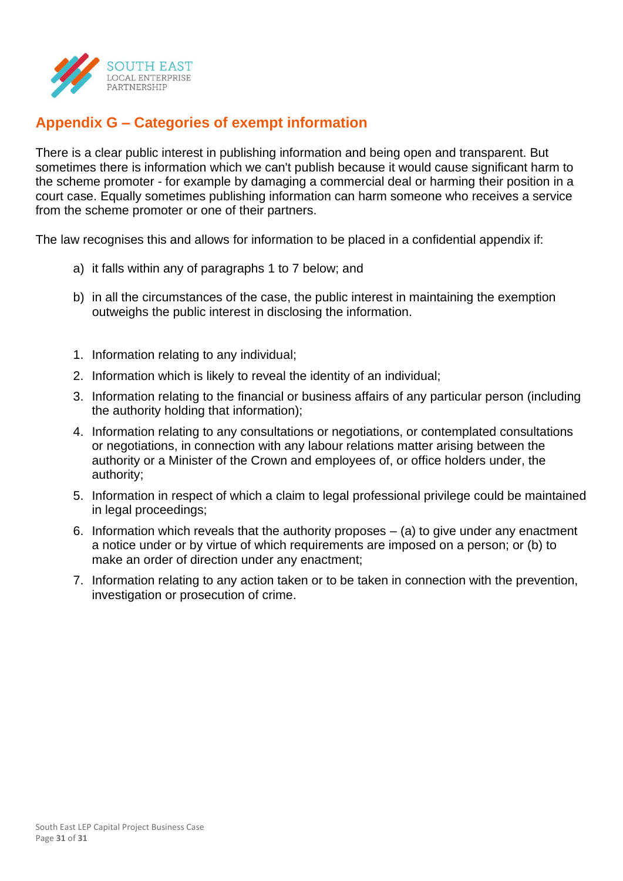## Appendix G – Categories of exempt information

There is a clear public interest in publishing information and being open and transparent. But sometimes there is information which we can't publish because it would cause significant harm to the scheme promoter - for example by damaging a commercial deal or harming their position in a court case. Equally sometimes publishing information can harm someone who receives a service from the scheme promoter or one of their partners.

The law recognises this and allows for information to be placed in a confidential appendix if:

a) it falls within any of paragraphs 1 to 7 below; and

b) in all the circumstances of the case, the public interest in maintaining the exemption outweighs the public interest in disclosing the information.

1. Information relating to any individual;
2. Information which is likely to reveal the identity of an individual;
3. Information relating to the financial or business affairs of any particular person (including the authority holding that information);
4. Information relating to any consultations or negotiations, or contemplated consultations or negotiations, in connection with any labour relations matter arising between the authority or a Minister of the Crown and employees of, or office holders under, the authority;
5. Information in respect of which a claim to legal professional privilege could be maintained in legal proceedings;
6. Information which reveals that the authority proposes – (a) to give under any enactment a notice under or by virtue of which requirements are imposed on a person; or (b) to make an order of direction under any enactment;
7. Information relating to any action taken or to be taken in connection with the prevention, investigation or prosecution of crime.